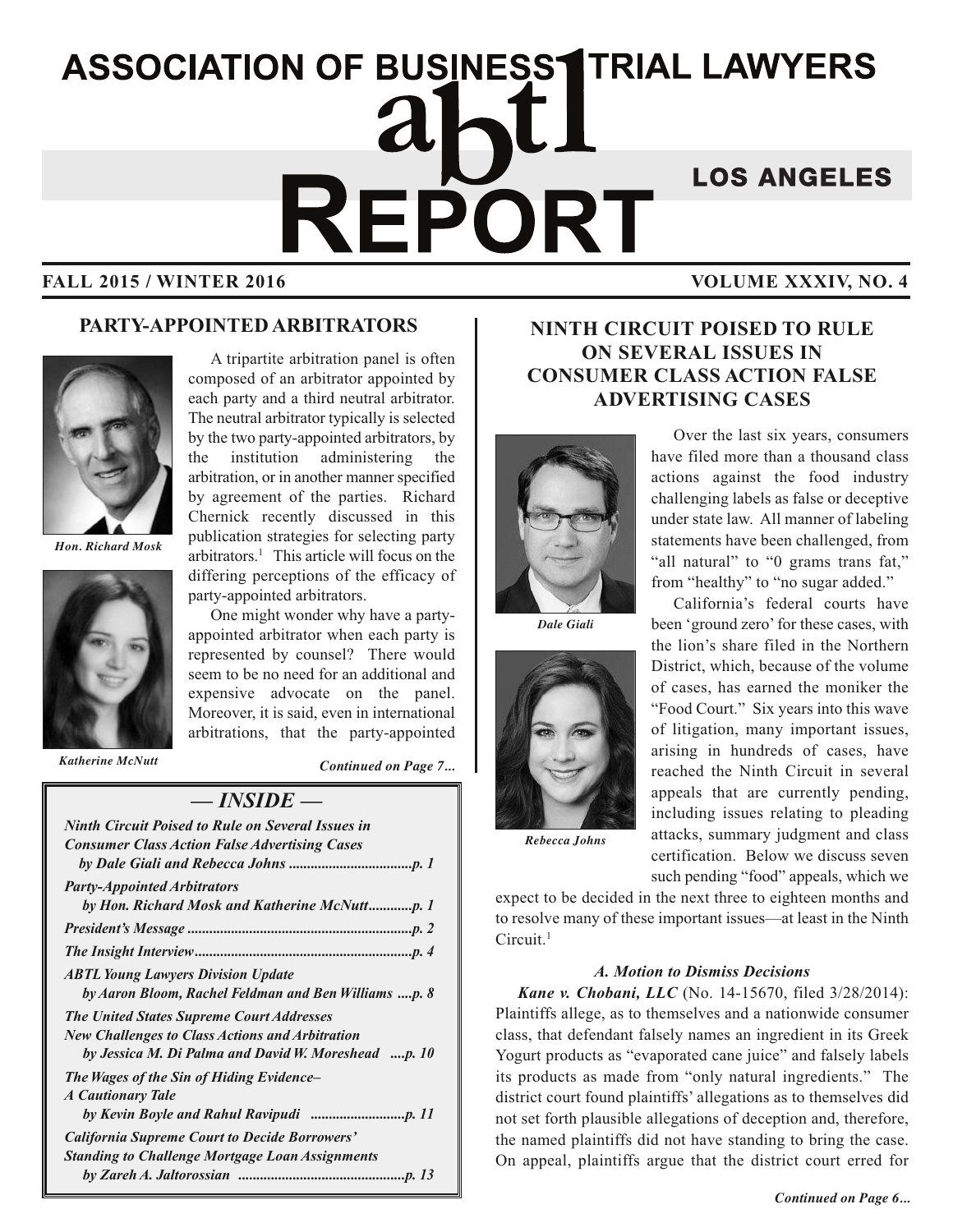# ASSOCIATION OF BUSINESS TRIAL LAWYERS

# abtl REPORT

## LOS ANGELES

**FALL 2015 / WINTER 2016** **VOLUME XXXIV, NO. 4**

## PARTY-APPOINTED ARBITRATORS

*Hon. Richard Mosk*

*Katherine McNutt*

A tripartite arbitration panel is often composed of an arbitrator appointed by each party and a third neutral arbitrator. The neutral arbitrator typically is selected by the two party-appointed arbitrators, by the institution administering the arbitration, or in another manner specified by agreement of the parties. Richard Chernick recently discussed in this publication strategies for selecting party arbitrators.[1] This article will focus on the differing perceptions of the efficacy of party-appointed arbitrators.

One might wonder why have a party-appointed arbitrator when each party is represented by counsel? There would seem to be no need for an additional and expensive advocate on the panel. Moreover, it is said, even in international arbitrations, that the party-appointed

*Continued on Page 7...*

## — INSIDE —

*Ninth Circuit Poised to Rule on Several Issues in Consumer Class Action False Advertising Cases by Dale Giali and Rebecca Johns* ....p. 1

*Party-Appointed Arbitrators by Hon. Richard Mosk and Katherine McNutt* ....p. 1

*President's Message* ....p. 2

*The Insight Interview* ....p. 4

*ABTL Young Lawyers Division Update by Aaron Bloom, Rachel Feldman and Ben Williams* ....p. 8

*The United States Supreme Court Addresses New Challenges to Class Actions and Arbitration by Jessica M. Di Palma and David W. Moreshead* ....p. 10

*The Wages of the Sin of Hiding Evidence– A Cautionary Tale by Kevin Boyle and Rahul Ravipudi* ....p. 11

*California Supreme Court to Decide Borrowers' Standing to Challenge Mortgage Loan Assignments by Zareh A. Jaltorossian* ....p. 13

## NINTH CIRCUIT POISED TO RULE ON SEVERAL ISSUES IN CONSUMER CLASS ACTION FALSE ADVERTISING CASES

*Dale Giali*

*Rebecca Johns*

Over the last six years, consumers have filed more than a thousand class actions against the food industry challenging labels as false or deceptive under state law. All manner of labeling statements have been challenged, from "all natural" to "0 grams trans fat," from "healthy" to "no sugar added."

California's federal courts have been 'ground zero' for these cases, with the lion's share filed in the Northern District, which, because of the volume of cases, has earned the moniker the "Food Court." Six years into this wave of litigation, many important issues, arising in hundreds of cases, have reached the Ninth Circuit in several appeals that are currently pending, including issues relating to pleading attacks, summary judgment and class certification. Below we discuss seven such pending "food" appeals, which we expect to be decided in the next three to eighteen months and to resolve many of these important issues—at least in the Ninth Circuit.[1]

### *A. Motion to Dismiss Decisions*

***Kane v. Chobani, LLC*** (No. 14-15670, filed 3/28/2014): Plaintiffs allege, as to themselves and a nationwide consumer class, that defendant falsely names an ingredient in its Greek Yogurt products as "evaporated cane juice" and falsely labels its products as made from "only natural ingredients." The district court found plaintiffs' allegations as to themselves did not set forth plausible allegations of deception and, therefore, the named plaintiffs did not have standing to bring the case. On appeal, plaintiffs argue that the district court erred for

*Continued on Page 6...*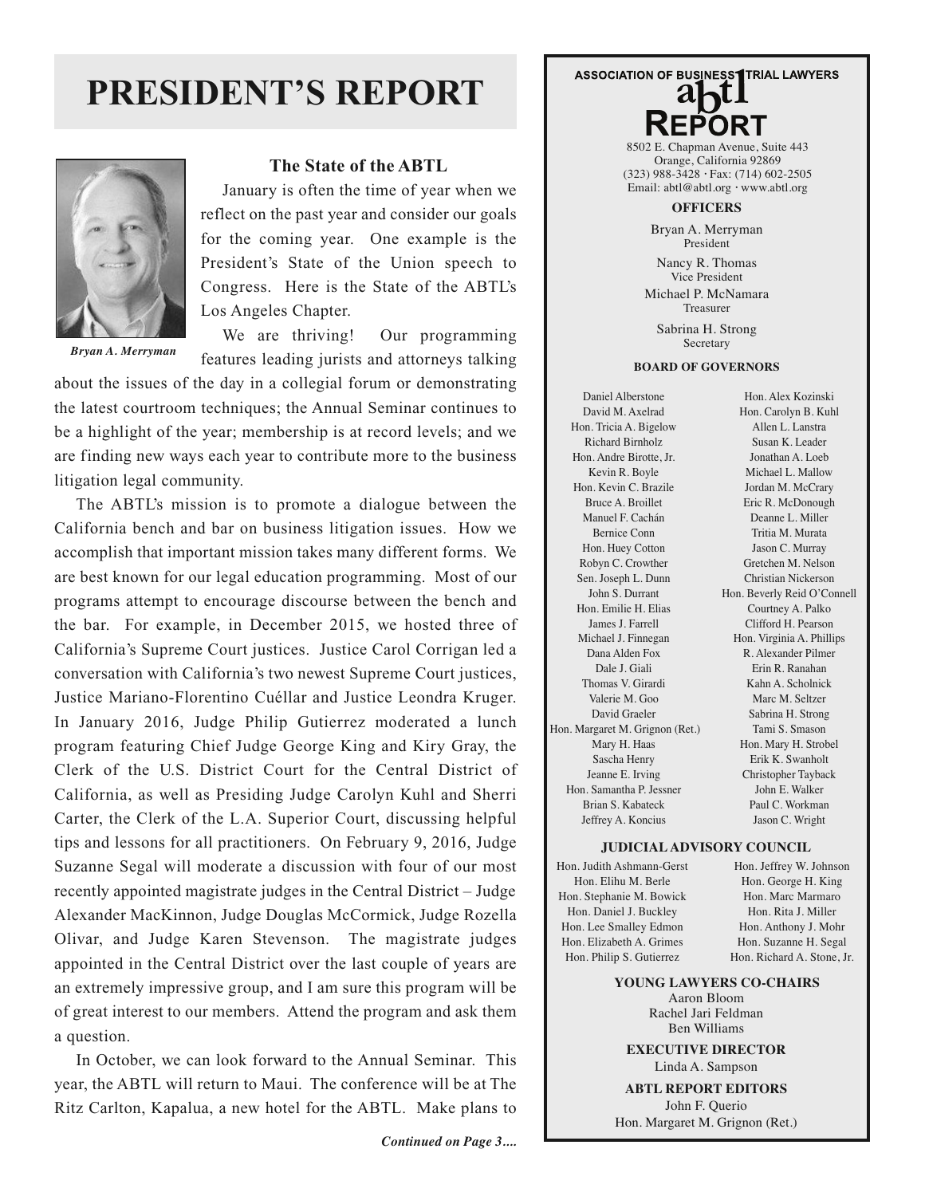# PRESIDENT'S REPORT

*Bryan A. Merryman*

## The State of the ABTL

January is often the time of year when we reflect on the past year and consider our goals for the coming year. One example is the President's State of the Union speech to Congress. Here is the State of the ABTL's Los Angeles Chapter.

We are thriving! Our programming features leading jurists and attorneys talking about the issues of the day in a collegial forum or demonstrating the latest courtroom techniques; the Annual Seminar continues to be a highlight of the year; membership is at record levels; and we are finding new ways each year to contribute more to the business litigation legal community.

The ABTL's mission is to promote a dialogue between the California bench and bar on business litigation issues. How we accomplish that important mission takes many different forms. We are best known for our legal education programming. Most of our programs attempt to encourage discourse between the bench and the bar. For example, in December 2015, we hosted three of California's Supreme Court justices. Justice Carol Corrigan led a conversation with California's two newest Supreme Court justices, Justice Mariano-Florentino Cuéllar and Justice Leondra Kruger. In January 2016, Judge Philip Gutierrez moderated a lunch program featuring Chief Judge George King and Kiry Gray, the Clerk of the U.S. District Court for the Central District of California, as well as Presiding Judge Carolyn Kuhl and Sherri Carter, the Clerk of the L.A. Superior Court, discussing helpful tips and lessons for all practitioners. On February 9, 2016, Judge Suzanne Segal will moderate a discussion with four of our most recently appointed magistrate judges in the Central District – Judge Alexander MacKinnon, Judge Douglas McCormick, Judge Rozella Olivar, and Judge Karen Stevenson. The magistrate judges appointed in the Central District over the last couple of years are an extremely impressive group, and I am sure this program will be of great interest to our members. Attend the program and ask them a question.

In October, we can look forward to the Annual Seminar. This year, the ABTL will return to Maui. The conference will be at The Ritz Carlton, Kapalua, a new hotel for the ABTL. Make plans to

***Continued on Page 3....***

---

**ASSOCIATION OF BUSINESS TRIAL LAWYERS**

**abtl REPORT**

8502 E. Chapman Avenue, Suite 443
Orange, California 92869
(323) 988-3428 · Fax: (714) 602-2505
Email: abtl@abtl.org · www.abtl.org

**OFFICERS**

Bryan A. Merryman
President

Nancy R. Thomas
Vice President

Michael P. McNamara
Treasurer

Sabrina H. Strong
Secretary

**BOARD OF GOVERNORS**

Daniel Alberstone
David M. Axelrad
Hon. Tricia A. Bigelow
Richard Birnholz
Hon. Andre Birotte, Jr.
Kevin R. Boyle
Hon. Kevin C. Brazile
Bruce A. Broillet
Manuel F. Cachán
Bernice Conn
Hon. Huey Cotton
Robyn C. Crowther
Sen. Joseph L. Dunn
John S. Durrant
Hon. Emilie H. Elias
James J. Farrell
Michael J. Finnegan
Dana Alden Fox
Dale J. Giali
Thomas V. Girardi
Valerie M. Goo
David Graeler
Hon. Margaret M. Grignon (Ret.)
Mary H. Haas
Sascha Henry
Jeanne E. Irving
Hon. Samantha P. Jessner
Brian S. Kabateck
Jeffrey A. Koncius
Hon. Alex Kozinski
Hon. Carolyn B. Kuhl
Allen L. Lanstra
Susan K. Leader
Jonathan A. Loeb
Michael L. Mallow
Jordan M. McCrary
Eric R. McDonough
Deanne L. Miller
Tritia M. Murata
Jason C. Murray
Gretchen M. Nelson
Christian Nickerson
Hon. Beverly Reid O'Connell
Courtney A. Palko
Clifford H. Pearson
Hon. Virginia A. Phillips
R. Alexander Pilmer
Erin R. Ranahan
Kahn A. Scholnick
Marc M. Seltzer
Sabrina H. Strong
Tami S. Smason
Hon. Mary H. Strobel
Erik K. Swanholt
Christopher Tayback
John E. Walker
Paul C. Workman
Jason C. Wright

**JUDICIAL ADVISORY COUNCIL**

Hon. Judith Ashmann-Gerst
Hon. Elihu M. Berle
Hon. Stephanie M. Bowick
Hon. Daniel J. Buckley
Hon. Lee Smalley Edmon
Hon. Elizabeth A. Grimes
Hon. Philip S. Gutierrez
Hon. Jeffrey W. Johnson
Hon. George H. King
Hon. Marc Marmaro
Hon. Rita J. Miller
Hon. Anthony J. Mohr
Hon. Suzanne H. Segal
Hon. Richard A. Stone, Jr.

**YOUNG LAWYERS CO-CHAIRS**

Aaron Bloom
Rachel Jari Feldman
Ben Williams

**EXECUTIVE DIRECTOR**

Linda A. Sampson

**ABTL REPORT EDITORS**

John F. Querio
Hon. Margaret M. Grignon (Ret.)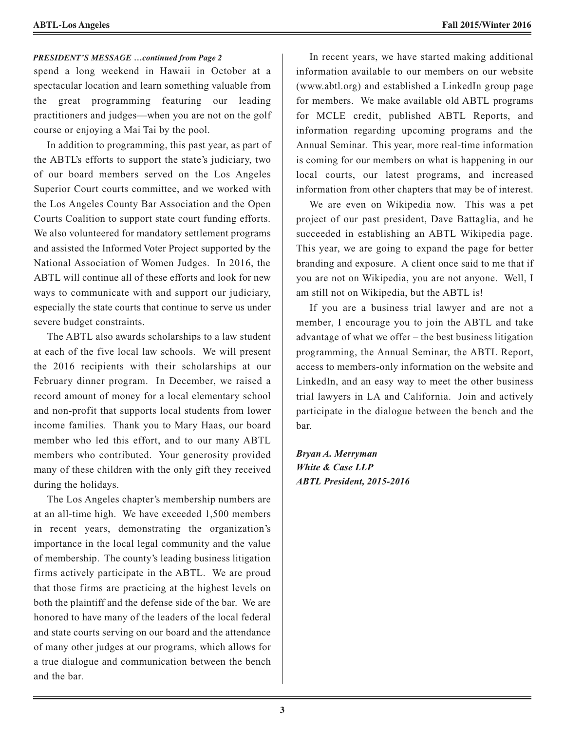*PRESIDENT'S MESSAGE …continued from Page 2*

spend a long weekend in Hawaii in October at a spectacular location and learn something valuable from the great programming featuring our leading practitioners and judges—when you are not on the golf course or enjoying a Mai Tai by the pool.

In addition to programming, this past year, as part of the ABTL's efforts to support the state's judiciary, two of our board members served on the Los Angeles Superior Court courts committee, and we worked with the Los Angeles County Bar Association and the Open Courts Coalition to support state court funding efforts. We also volunteered for mandatory settlement programs and assisted the Informed Voter Project supported by the National Association of Women Judges. In 2016, the ABTL will continue all of these efforts and look for new ways to communicate with and support our judiciary, especially the state courts that continue to serve us under severe budget constraints.

The ABTL also awards scholarships to a law student at each of the five local law schools. We will present the 2016 recipients with their scholarships at our February dinner program. In December, we raised a record amount of money for a local elementary school and non-profit that supports local students from lower income families. Thank you to Mary Haas, our board member who led this effort, and to our many ABTL members who contributed. Your generosity provided many of these children with the only gift they received during the holidays.

The Los Angeles chapter's membership numbers are at an all-time high. We have exceeded 1,500 members in recent years, demonstrating the organization's importance in the local legal community and the value of membership. The county's leading business litigation firms actively participate in the ABTL. We are proud that those firms are practicing at the highest levels on both the plaintiff and the defense side of the bar. We are honored to have many of the leaders of the local federal and state courts serving on our board and the attendance of many other judges at our programs, which allows for a true dialogue and communication between the bench and the bar.

In recent years, we have started making additional information available to our members on our website (www.abtl.org) and established a LinkedIn group page for members. We make available old ABTL programs for MCLE credit, published ABTL Reports, and information regarding upcoming programs and the Annual Seminar. This year, more real-time information is coming for our members on what is happening in our local courts, our latest programs, and increased information from other chapters that may be of interest.

We are even on Wikipedia now. This was a pet project of our past president, Dave Battaglia, and he succeeded in establishing an ABTL Wikipedia page. This year, we are going to expand the page for better branding and exposure. A client once said to me that if you are not on Wikipedia, you are not anyone. Well, I am still not on Wikipedia, but the ABTL is!

If you are a business trial lawyer and are not a member, I encourage you to join the ABTL and take advantage of what we offer – the best business litigation programming, the Annual Seminar, the ABTL Report, access to members-only information on the website and LinkedIn, and an easy way to meet the other business trial lawyers in LA and California. Join and actively participate in the dialogue between the bench and the bar.

***Bryan A. Merryman***
***White & Case LLP***
***ABTL President, 2015-2016***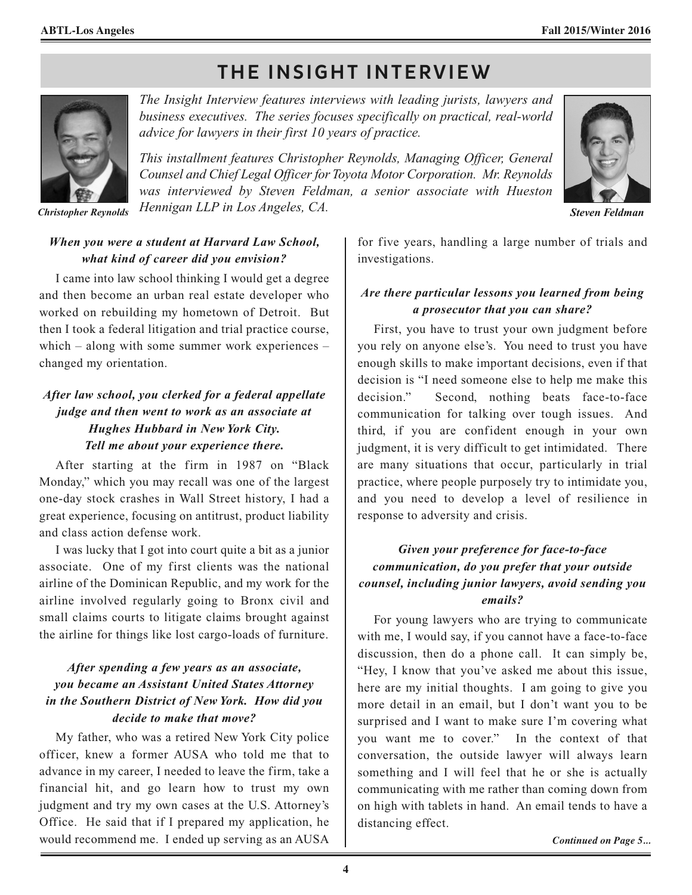# THE INSIGHT INTERVIEW

*The Insight Interview features interviews with leading jurists, lawyers and business executives. The series focuses specifically on practical, real-world advice for lawyers in their first 10 years of practice.*

*This installment features Christopher Reynolds, Managing Officer, General Counsel and Chief Legal Officer for Toyota Motor Corporation. Mr. Reynolds was interviewed by Steven Feldman, a senior associate with Hueston Hennigan LLP in Los Angeles, CA.*

***Christopher Reynolds***

***Steven Feldman***

***When you were a student at Harvard Law School, what kind of career did you envision?***

I came into law school thinking I would get a degree and then become an urban real estate developer who worked on rebuilding my hometown of Detroit. But then I took a federal litigation and trial practice course, which – along with some summer work experiences – changed my orientation.

***After law school, you clerked for a federal appellate judge and then went to work as an associate at Hughes Hubbard in New York City. Tell me about your experience there.***

After starting at the firm in 1987 on "Black Monday," which you may recall was one of the largest one-day stock crashes in Wall Street history, I had a great experience, focusing on antitrust, product liability and class action defense work.

I was lucky that I got into court quite a bit as a junior associate. One of my first clients was the national airline of the Dominican Republic, and my work for the airline involved regularly going to Bronx civil and small claims courts to litigate claims brought against the airline for things like lost cargo-loads of furniture.

***After spending a few years as an associate, you became an Assistant United States Attorney in the Southern District of New York. How did you decide to make that move?***

My father, who was a retired New York City police officer, knew a former AUSA who told me that to advance in my career, I needed to leave the firm, take a financial hit, and go learn how to trust my own judgment and try my own cases at the U.S. Attorney's Office. He said that if I prepared my application, he would recommend me. I ended up serving as an AUSA for five years, handling a large number of trials and investigations.

***Are there particular lessons you learned from being a prosecutor that you can share?***

First, you have to trust your own judgment before you rely on anyone else's. You need to trust you have enough skills to make important decisions, even if that decision is "I need someone else to help me make this decision." Second, nothing beats face-to-face communication for talking over tough issues. And third, if you are confident enough in your own judgment, it is very difficult to get intimidated. There are many situations that occur, particularly in trial practice, where people purposely try to intimidate you, and you need to develop a level of resilience in response to adversity and crisis.

***Given your preference for face-to-face communication, do you prefer that your outside counsel, including junior lawyers, avoid sending you emails?***

For young lawyers who are trying to communicate with me, I would say, if you cannot have a face-to-face discussion, then do a phone call. It can simply be, "Hey, I know that you've asked me about this issue, here are my initial thoughts. I am going to give you more detail in an email, but I don't want you to be surprised and I want to make sure I'm covering what you want me to cover." In the context of that conversation, the outside lawyer will always learn something and I will feel that he or she is actually communicating with me rather than coming down from on high with tablets in hand. An email tends to have a distancing effect.

***Continued on Page 5...***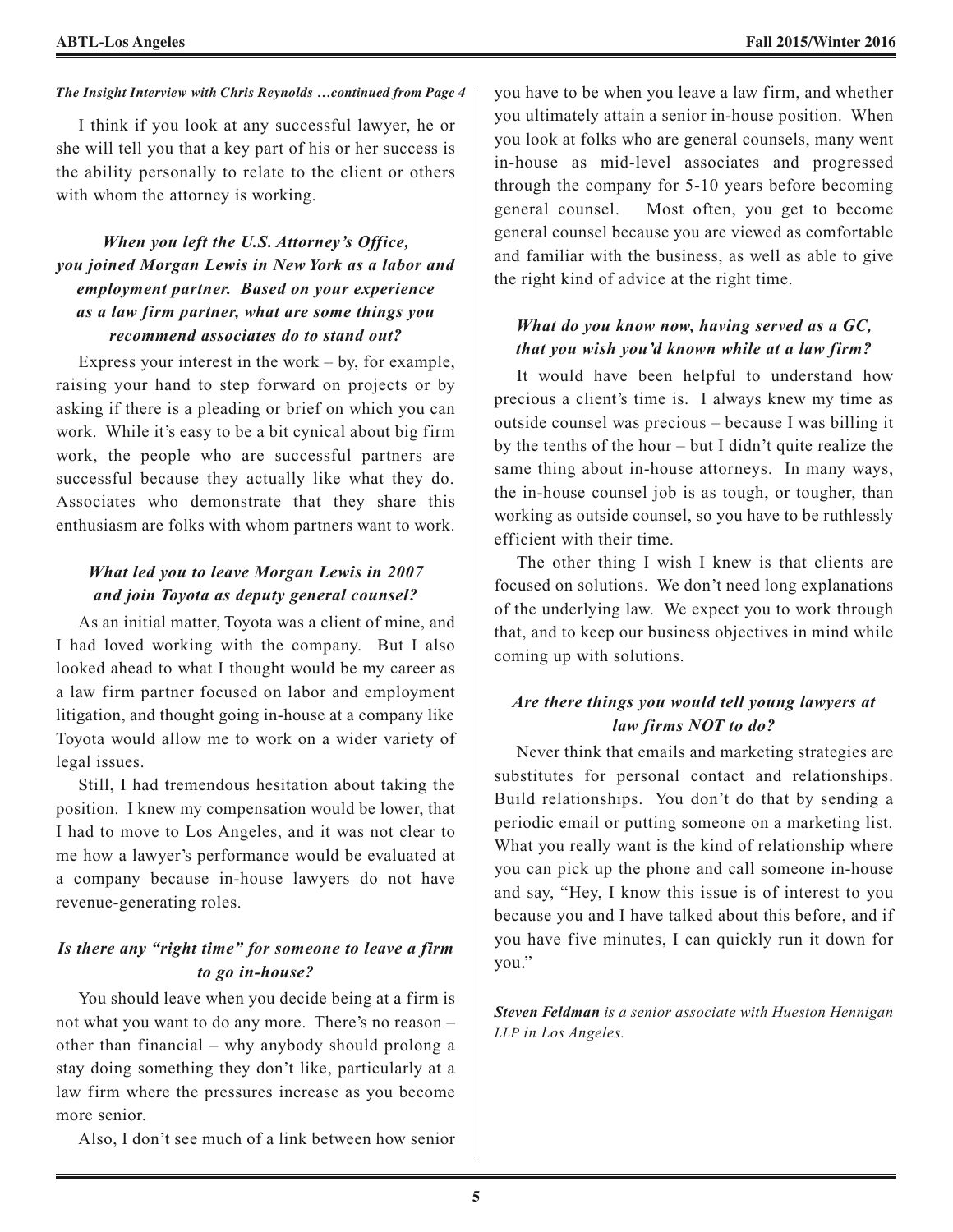*The Insight Interview with Chris Reynolds …continued from Page 4*

I think if you look at any successful lawyer, he or she will tell you that a key part of his or her success is the ability personally to relate to the client or others with whom the attorney is working.

***When you left the U.S. Attorney's Office, you joined Morgan Lewis in New York as a labor and employment partner. Based on your experience as a law firm partner, what are some things you recommend associates do to stand out?***

Express your interest in the work – by, for example, raising your hand to step forward on projects or by asking if there is a pleading or brief on which you can work. While it's easy to be a bit cynical about big firm work, the people who are successful partners are successful because they actually like what they do. Associates who demonstrate that they share this enthusiasm are folks with whom partners want to work.

***What led you to leave Morgan Lewis in 2007 and join Toyota as deputy general counsel?***

As an initial matter, Toyota was a client of mine, and I had loved working with the company. But I also looked ahead to what I thought would be my career as a law firm partner focused on labor and employment litigation, and thought going in-house at a company like Toyota would allow me to work on a wider variety of legal issues.

Still, I had tremendous hesitation about taking the position. I knew my compensation would be lower, that I had to move to Los Angeles, and it was not clear to me how a lawyer's performance would be evaluated at a company because in-house lawyers do not have revenue-generating roles.

***Is there any "right time" for someone to leave a firm to go in-house?***

You should leave when you decide being at a firm is not what you want to do any more. There's no reason – other than financial – why anybody should prolong a stay doing something they don't like, particularly at a law firm where the pressures increase as you become more senior.

Also, I don't see much of a link between how senior you have to be when you leave a law firm, and whether you ultimately attain a senior in-house position. When you look at folks who are general counsels, many went in-house as mid-level associates and progressed through the company for 5-10 years before becoming general counsel. Most often, you get to become general counsel because you are viewed as comfortable and familiar with the business, as well as able to give the right kind of advice at the right time.

***What do you know now, having served as a GC, that you wish you'd known while at a law firm?***

It would have been helpful to understand how precious a client's time is. I always knew my time as outside counsel was precious – because I was billing it by the tenths of the hour – but I didn't quite realize the same thing about in-house attorneys. In many ways, the in-house counsel job is as tough, or tougher, than working as outside counsel, so you have to be ruthlessly efficient with their time.

The other thing I wish I knew is that clients are focused on solutions. We don't need long explanations of the underlying law. We expect you to work through that, and to keep our business objectives in mind while coming up with solutions.

***Are there things you would tell young lawyers at law firms NOT to do?***

Never think that emails and marketing strategies are substitutes for personal contact and relationships. Build relationships. You don't do that by sending a periodic email or putting someone on a marketing list. What you really want is the kind of relationship where you can pick up the phone and call someone in-house and say, "Hey, I know this issue is of interest to you because you and I have talked about this before, and if you have five minutes, I can quickly run it down for you."

***Steven Feldman*** *is a senior associate with Hueston Hennigan LLP in Los Angeles.*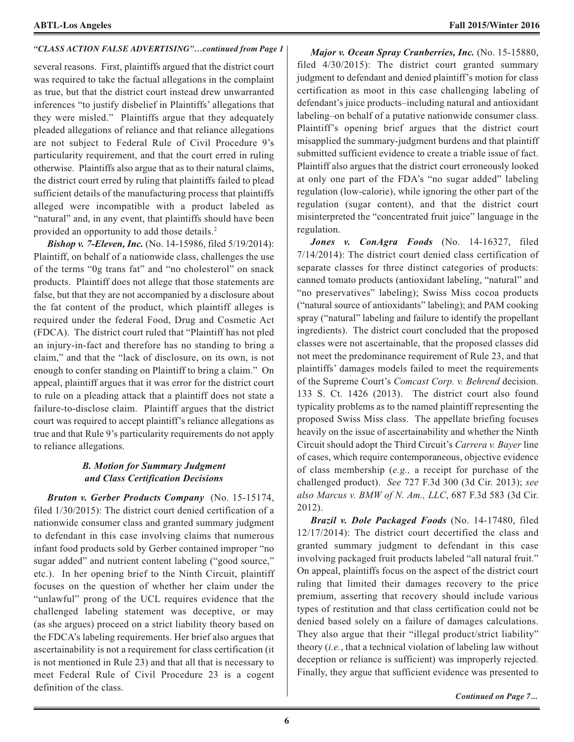*"CLASS ACTION FALSE ADVERTISING"…continued from Page 1*

several reasons. First, plaintiffs argued that the district court was required to take the factual allegations in the complaint as true, but that the district court instead drew unwarranted inferences "to justify disbelief in Plaintiffs' allegations that they were misled." Plaintiffs argue that they adequately pleaded allegations of reliance and that reliance allegations are not subject to Federal Rule of Civil Procedure 9's particularity requirement, and that the court erred in ruling otherwise. Plaintiffs also argue that as to their natural claims, the district court erred by ruling that plaintiffs failed to plead sufficient details of the manufacturing process that plaintiffs alleged were incompatible with a product labeled as "natural" and, in any event, that plaintiffs should have been provided an opportunity to add those details.[2]

***Bishop v. 7-Eleven, Inc.*** (No. 14-15986, filed 5/19/2014): Plaintiff, on behalf of a nationwide class, challenges the use of the terms "0g trans fat" and "no cholesterol" on snack products. Plaintiff does not allege that those statements are false, but that they are not accompanied by a disclosure about the fat content of the product, which plaintiff alleges is required under the federal Food, Drug and Cosmetic Act (FDCA). The district court ruled that "Plaintiff has not pled an injury-in-fact and therefore has no standing to bring a claim," and that the "lack of disclosure, on its own, is not enough to confer standing on Plaintiff to bring a claim." On appeal, plaintiff argues that it was error for the district court to rule on a pleading attack that a plaintiff does not state a failure-to-disclose claim. Plaintiff argues that the district court was required to accept plaintiff's reliance allegations as true and that Rule 9's particularity requirements do not apply to reliance allegations.

### *B. Motion for Summary Judgment and Class Certification Decisions*

***Bruton v. Gerber Products Company*** (No. 15-15174, filed 1/30/2015): The district court denied certification of a nationwide consumer class and granted summary judgment to defendant in this case involving claims that numerous infant food products sold by Gerber contained improper "no sugar added" and nutrient content labeling ("good source," etc.). In her opening brief to the Ninth Circuit, plaintiff focuses on the question of whether her claim under the "unlawful" prong of the UCL requires evidence that the challenged labeling statement was deceptive, or may (as she argues) proceed on a strict liability theory based on the FDCA's labeling requirements. Her brief also argues that ascertainability is not a requirement for class certification (it is not mentioned in Rule 23) and that all that is necessary to meet Federal Rule of Civil Procedure 23 is a cogent definition of the class.

***Major v. Ocean Spray Cranberries, Inc.*** (No. 15-15880, filed 4/30/2015): The district court granted summary judgment to defendant and denied plaintiff's motion for class certification as moot in this case challenging labeling of defendant's juice products–including natural and antioxidant labeling–on behalf of a putative nationwide consumer class. Plaintiff's opening brief argues that the district court misapplied the summary-judgment burdens and that plaintiff submitted sufficient evidence to create a triable issue of fact. Plaintiff also argues that the district court erroneously looked at only one part of the FDA's "no sugar added" labeling regulation (low-calorie), while ignoring the other part of the regulation (sugar content), and that the district court misinterpreted the "concentrated fruit juice" language in the regulation.

***Jones v. ConAgra Foods*** (No. 14-16327, filed 7/14/2014): The district court denied class certification of separate classes for three distinct categories of products: canned tomato products (antioxidant labeling, "natural" and "no preservatives" labeling); Swiss Miss cocoa products ("natural source of antioxidants" labeling); and PAM cooking spray ("natural" labeling and failure to identify the propellant ingredients). The district court concluded that the proposed classes were not ascertainable, that the proposed classes did not meet the predominance requirement of Rule 23, and that plaintiffs' damages models failed to meet the requirements of the Supreme Court's *Comcast Corp. v. Behrend* decision. 133 S. Ct. 1426 (2013). The district court also found typicality problems as to the named plaintiff representing the proposed Swiss Miss class. The appellate briefing focuses heavily on the issue of ascertainability and whether the Ninth Circuit should adopt the Third Circuit's *Carrera v. Bayer* line of cases, which require contemporaneous, objective evidence of class membership (*e.g.,* a receipt for purchase of the challenged product). *See* 727 F.3d 300 (3d Cir. 2013); *see also Marcus v. BMW of N. Am., LLC*, 687 F.3d 583 (3d Cir. 2012).

***Brazil v. Dole Packaged Foods*** (No. 14-17480, filed 12/17/2014): The district court decertified the class and granted summary judgment to defendant in this case involving packaged fruit products labeled "all natural fruit." On appeal, plaintiffs focus on the aspect of the district court ruling that limited their damages recovery to the price premium, asserting that recovery should include various types of restitution and that class certification could not be denied based solely on a failure of damages calculations. They also argue that their "illegal product/strict liability" theory (*i.e.*, that a technical violation of labeling law without deception or reliance is sufficient) was improperly rejected. Finally, they argue that sufficient evidence was presented to

*Continued on Page 7…*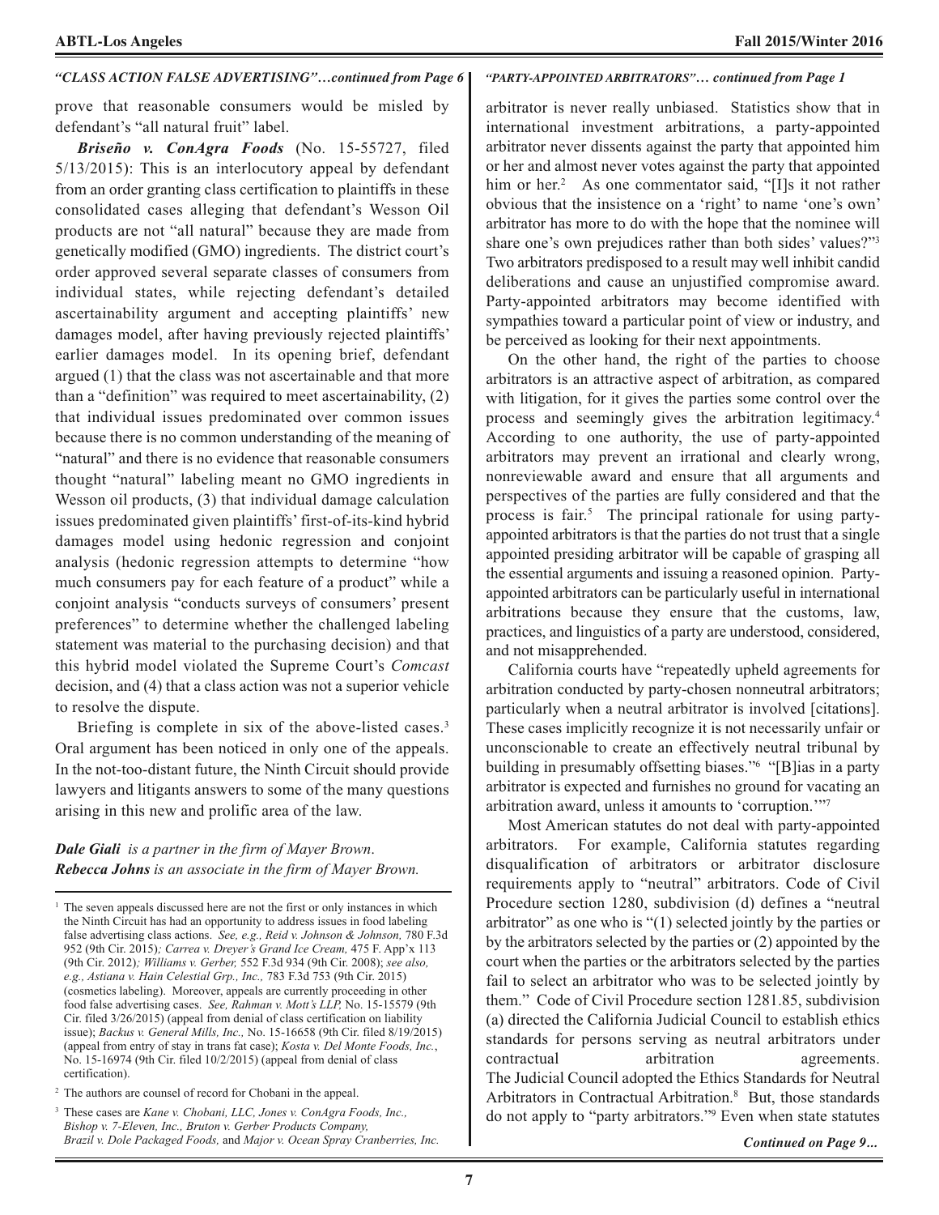*"CLASS ACTION FALSE ADVERTISING"…continued from Page 6*

prove that reasonable consumers would be misled by defendant's "all natural fruit" label.

***Briseño v. ConAgra Foods*** (No. 15-55727, filed 5/13/2015): This is an interlocutory appeal by defendant from an order granting class certification to plaintiffs in these consolidated cases alleging that defendant's Wesson Oil products are not "all natural" because they are made from genetically modified (GMO) ingredients. The district court's order approved several separate classes of consumers from individual states, while rejecting defendant's detailed ascertainability argument and accepting plaintiffs' new damages model, after having previously rejected plaintiffs' earlier damages model. In its opening brief, defendant argued (1) that the class was not ascertainable and that more than a "definition" was required to meet ascertainability, (2) that individual issues predominated over common issues because there is no common understanding of the meaning of "natural" and there is no evidence that reasonable consumers thought "natural" labeling meant no GMO ingredients in Wesson oil products, (3) that individual damage calculation issues predominated given plaintiffs' first-of-its-kind hybrid damages model using hedonic regression and conjoint analysis (hedonic regression attempts to determine "how much consumers pay for each feature of a product" while a conjoint analysis "conducts surveys of consumers' present preferences" to determine whether the challenged labeling statement was material to the purchasing decision) and that this hybrid model violated the Supreme Court's *Comcast* decision, and (4) that a class action was not a superior vehicle to resolve the dispute.

Briefing is complete in six of the above-listed cases.[3] Oral argument has been noticed in only one of the appeals. In the not-too-distant future, the Ninth Circuit should provide lawyers and litigants answers to some of the many questions arising in this new and prolific area of the law.

***Dale Giali*** *is a partner in the firm of Mayer Brown.*
***Rebecca Johns*** *is an associate in the firm of Mayer Brown.*

---

[1] The seven appeals discussed here are not the first or only instances in which the Ninth Circuit has had an opportunity to address issues in food labeling false advertising class actions. *See, e.g., Reid v. Johnson & Johnson,* 780 F.3d 952 (9th Cir. 2015)*; Carrea v. Dreyer's Grand Ice Cream,* 475 F. App'x 113 (9th Cir. 2012)*; Williams v. Gerber,* 552 F.3d 934 (9th Cir. 2008); *see also, e.g., Astiana v. Hain Celestial Grp., Inc.,* 783 F.3d 753 (9th Cir. 2015) (cosmetics labeling). Moreover, appeals are currently proceeding in other food false advertising cases. *See, Rahman v. Mott's LLP,* No. 15-15579 (9th Cir. filed 3/26/2015) (appeal from denial of class certification on liability issue); *Backus v. General Mills, Inc.,* No. 15-16658 (9th Cir. filed 8/19/2015) (appeal from entry of stay in trans fat case); *Kosta v. Del Monte Foods, Inc.*, No. 15-16974 (9th Cir. filed 10/2/2015) (appeal from denial of class certification).

[2] The authors are counsel of record for Chobani in the appeal.

[3] These cases are *Kane v. Chobani, LLC, Jones v. ConAgra Foods, Inc., Bishop v. 7-Eleven, Inc., Bruton v. Gerber Products Company, Brazil v. Dole Packaged Foods,* and *Major v. Ocean Spray Cranberries, Inc.*

---

*"PARTY-APPOINTED ARBITRATORS"… continued from Page 1*

arbitrator is never really unbiased. Statistics show that in international investment arbitrations, a party-appointed arbitrator never dissents against the party that appointed him or her and almost never votes against the party that appointed him or her.[2] As one commentator said, "[I]s it not rather obvious that the insistence on a 'right' to name 'one's own' arbitrator has more to do with the hope that the nominee will share one's own prejudices rather than both sides' values?"[3] Two arbitrators predisposed to a result may well inhibit candid deliberations and cause an unjustified compromise award. Party-appointed arbitrators may become identified with sympathies toward a particular point of view or industry, and be perceived as looking for their next appointments.

On the other hand, the right of the parties to choose arbitrators is an attractive aspect of arbitration, as compared with litigation, for it gives the parties some control over the process and seemingly gives the arbitration legitimacy.[4] According to one authority, the use of party-appointed arbitrators may prevent an irrational and clearly wrong, nonreviewable award and ensure that all arguments and perspectives of the parties are fully considered and that the process is fair.[5] The principal rationale for using party-appointed arbitrators is that the parties do not trust that a single appointed presiding arbitrator will be capable of grasping all the essential arguments and issuing a reasoned opinion. Party-appointed arbitrators can be particularly useful in international arbitrations because they ensure that the customs, law, practices, and linguistics of a party are understood, considered, and not misapprehended.

California courts have "repeatedly upheld agreements for arbitration conducted by party-chosen nonneutral arbitrators; particularly when a neutral arbitrator is involved [citations]. These cases implicitly recognize it is not necessarily unfair or unconscionable to create an effectively neutral tribunal by building in presumably offsetting biases."[6] "[B]ias in a party arbitrator is expected and furnishes no ground for vacating an arbitration award, unless it amounts to 'corruption.'"[7]

Most American statutes do not deal with party-appointed arbitrators. For example, California statutes regarding disqualification of arbitrators or arbitrator disclosure requirements apply to "neutral" arbitrators. Code of Civil Procedure section 1280, subdivision (d) defines a "neutral arbitrator" as one who is "(1) selected jointly by the parties or by the arbitrators selected by the parties or (2) appointed by the court when the parties or the arbitrators selected by the parties fail to select an arbitrator who was to be selected jointly by them." Code of Civil Procedure section 1281.85, subdivision (a) directed the California Judicial Council to establish ethics standards for persons serving as neutral arbitrators under contractual arbitration agreements. The Judicial Council adopted the Ethics Standards for Neutral Arbitrators in Contractual Arbitration.[8] But, those standards do not apply to "party arbitrators."[9] Even when state statutes

*Continued on Page 9…*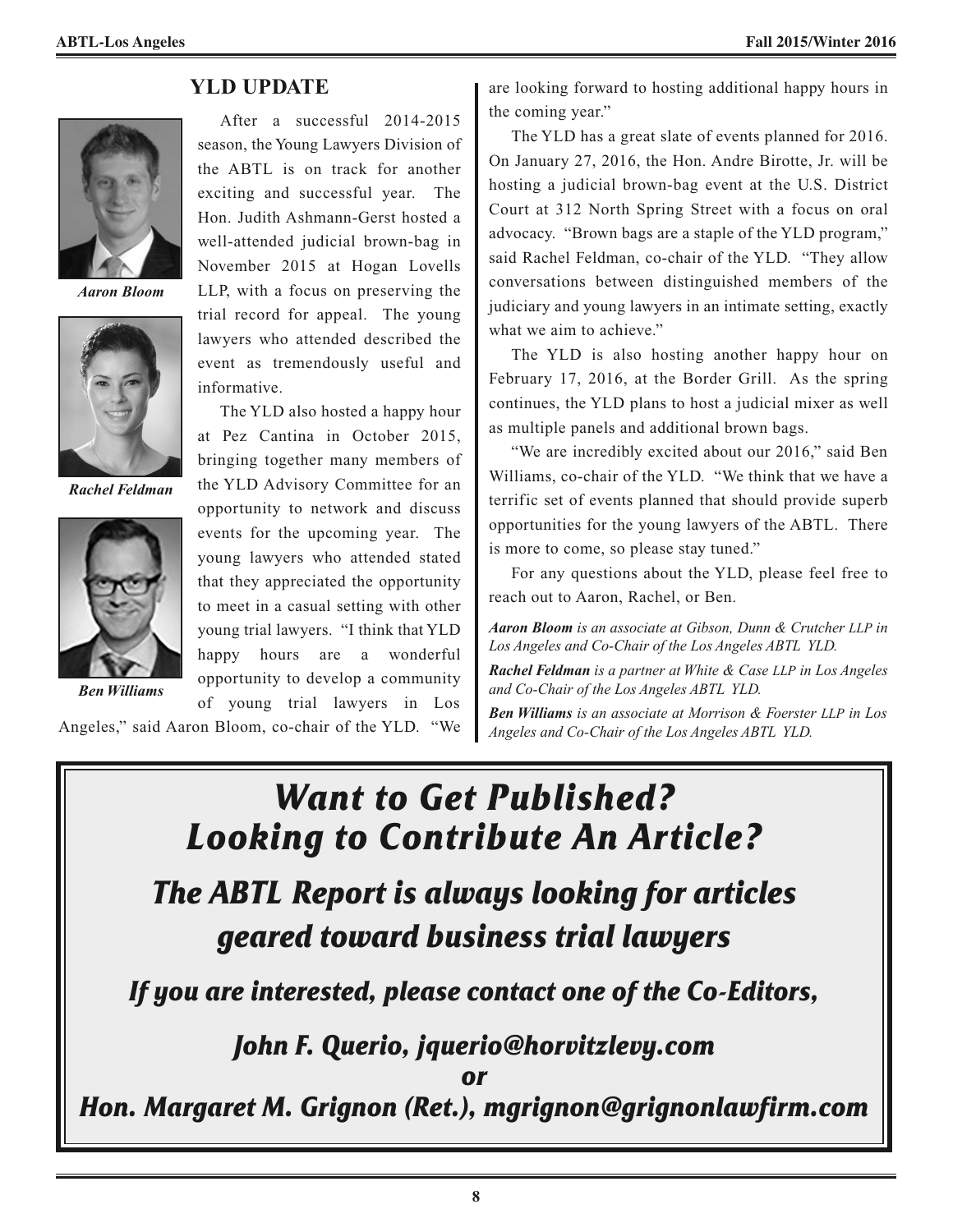## YLD UPDATE

*Aaron Bloom*

*Rachel Feldman*

*Ben Williams*

After a successful 2014-2015 season, the Young Lawyers Division of the ABTL is on track for another exciting and successful year. The Hon. Judith Ashmann-Gerst hosted a well-attended judicial brown-bag in November 2015 at Hogan Lovells LLP, with a focus on preserving the trial record for appeal. The young lawyers who attended described the event as tremendously useful and informative.

The YLD also hosted a happy hour at Pez Cantina in October 2015, bringing together many members of the YLD Advisory Committee for an opportunity to network and discuss events for the upcoming year. The young lawyers who attended stated that they appreciated the opportunity to meet in a casual setting with other young trial lawyers. "I think that YLD happy hours are a wonderful opportunity to develop a community of young trial lawyers in Los Angeles," said Aaron Bloom, co-chair of the YLD. "We are looking forward to hosting additional happy hours in the coming year."

The YLD has a great slate of events planned for 2016. On January 27, 2016, the Hon. Andre Birotte, Jr. will be hosting a judicial brown-bag event at the U.S. District Court at 312 North Spring Street with a focus on oral advocacy. "Brown bags are a staple of the YLD program," said Rachel Feldman, co-chair of the YLD. "They allow conversations between distinguished members of the judiciary and young lawyers in an intimate setting, exactly what we aim to achieve."

The YLD is also hosting another happy hour on February 17, 2016, at the Border Grill. As the spring continues, the YLD plans to host a judicial mixer as well as multiple panels and additional brown bags.

"We are incredibly excited about our 2016," said Ben Williams, co-chair of the YLD. "We think that we have a terrific set of events planned that should provide superb opportunities for the young lawyers of the ABTL. There is more to come, so please stay tuned."

For any questions about the YLD, please feel free to reach out to Aaron, Rachel, or Ben.

***Aaron Bloom*** *is an associate at Gibson, Dunn & Crutcher LLP in Los Angeles and Co-Chair of the Los Angeles ABTL YLD.*

***Rachel Feldman*** *is a partner at White & Case LLP in Los Angeles and Co-Chair of the Los Angeles ABTL YLD.*

***Ben Williams*** *is an associate at Morrison & Foerster LLP in Los Angeles and Co-Chair of the Los Angeles ABTL YLD.*

---

## *Want to Get Published? Looking to Contribute An Article?*

### *The ABTL Report is always looking for articles geared toward business trial lawyers*

*If you are interested, please contact one of the Co-Editors,*

*John F. Querio, jquerio@horvitzlevy.com*

*or*

*Hon. Margaret M. Grignon (Ret.), mgrignon@grignonlawfirm.com*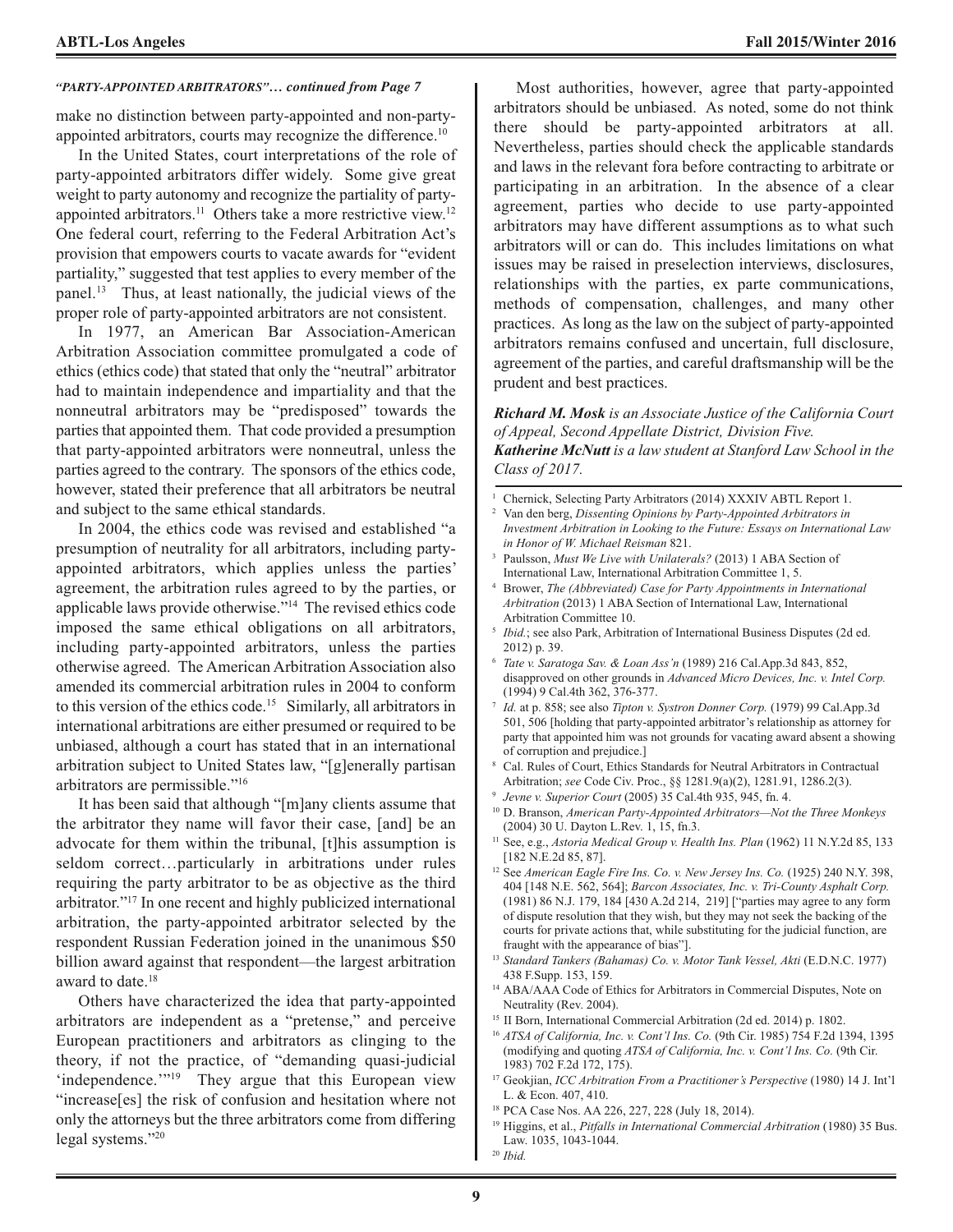*"PARTY-APPOINTED ARBITRATORS"… continued from Page 7*

make no distinction between party-appointed and non-party-appointed arbitrators, courts may recognize the difference.[10]

In the United States, court interpretations of the role of party-appointed arbitrators differ widely. Some give great weight to party autonomy and recognize the partiality of party-appointed arbitrators.[11] Others take a more restrictive view.[12] One federal court, referring to the Federal Arbitration Act's provision that empowers courts to vacate awards for "evident partiality," suggested that test applies to every member of the panel.[13] Thus, at least nationally, the judicial views of the proper role of party-appointed arbitrators are not consistent.

In 1977, an American Bar Association-American Arbitration Association committee promulgated a code of ethics (ethics code) that stated that only the "neutral" arbitrator had to maintain independence and impartiality and that the nonneutral arbitrators may be "predisposed" towards the parties that appointed them. That code provided a presumption that party-appointed arbitrators were nonneutral, unless the parties agreed to the contrary. The sponsors of the ethics code, however, stated their preference that all arbitrators be neutral and subject to the same ethical standards.

In 2004, the ethics code was revised and established "a presumption of neutrality for all arbitrators, including party-appointed arbitrators, which applies unless the parties' agreement, the arbitration rules agreed to by the parties, or applicable laws provide otherwise."[14] The revised ethics code imposed the same ethical obligations on all arbitrators, including party-appointed arbitrators, unless the parties otherwise agreed. The American Arbitration Association also amended its commercial arbitration rules in 2004 to conform to this version of the ethics code.[15] Similarly, all arbitrators in international arbitrations are either presumed or required to be unbiased, although a court has stated that in an international arbitration subject to United States law, "[g]enerally partisan arbitrators are permissible."[16]

It has been said that although "[m]any clients assume that the arbitrator they name will favor their case, [and] be an advocate for them within the tribunal, [t]his assumption is seldom correct…particularly in arbitrations under rules requiring the party arbitrator to be as objective as the third arbitrator."[17] In one recent and highly publicized international arbitration, the party-appointed arbitrator selected by the respondent Russian Federation joined in the unanimous $50 billion award against that respondent—the largest arbitration award to date.[18]

Others have characterized the idea that party-appointed arbitrators are independent as a "pretense," and perceive European practitioners and arbitrators as clinging to the theory, if not the practice, of "demanding quasi-judicial 'independence.'"[19] They argue that this European view "increase[es] the risk of confusion and hesitation where not only the attorneys but the three arbitrators come from differing legal systems."[20]

Most authorities, however, agree that party-appointed arbitrators should be unbiased. As noted, some do not think there should be party-appointed arbitrators at all. Nevertheless, parties should check the applicable standards and laws in the relevant fora before contracting to arbitrate or participating in an arbitration. In the absence of a clear agreement, parties who decide to use party-appointed arbitrators may have different assumptions as to what such arbitrators will or can do. This includes limitations on what issues may be raised in preselection interviews, disclosures, relationships with the parties, ex parte communications, methods of compensation, challenges, and many other practices. As long as the law on the subject of party-appointed arbitrators remains confused and uncertain, full disclosure, agreement of the parties, and careful draftsmanship will be the prudent and best practices.

***Richard M. Mosk** is an Associate Justice of the California Court of Appeal, Second Appellate District, Division Five.*
***Katherine McNutt** is a law student at Stanford Law School in the Class of 2017.*

---

1. Chernick, Selecting Party Arbitrators (2014) XXXIV ABTL Report 1.
2. Van den berg, *Dissenting Opinions by Party-Appointed Arbitrators in Investment Arbitration in Looking to the Future: Essays on International Law in Honor of W. Michael Reisman* 821.
3. Paulsson, *Must We Live with Unilaterals?* (2013) 1 ABA Section of International Law, International Arbitration Committee 1, 5.
4. Brower, *The (Abbreviated) Case for Party Appointments in International Arbitration* (2013) 1 ABA Section of International Law, International Arbitration Committee 10.
5. *Ibid.*; see also Park, Arbitration of International Business Disputes (2d ed. 2012) p. 39.
6. *Tate v. Saratoga Sav. & Loan Ass'n* (1989) 216 Cal.App.3d 843, 852, disapproved on other grounds in *Advanced Micro Devices, Inc. v. Intel Corp.* (1994) 9 Cal.4th 362, 376-377.
7. *Id.* at p. 858; see also *Tipton v. Systron Donner Corp.* (1979) 99 Cal.App.3d 501, 506 [holding that party-appointed arbitrator's relationship as attorney for party that appointed him was not grounds for vacating award absent a showing of corruption and prejudice.]
8. Cal. Rules of Court, Ethics Standards for Neutral Arbitrators in Contractual Arbitration; *see* Code Civ. Proc., §§ 1281.9(a)(2), 1281.91, 1286.2(3).
9. *Jevne v. Superior Court* (2005) 35 Cal.4th 935, 945, fn. 4.
10. D. Branson, *American Party-Appointed Arbitrators—Not the Three Monkeys* (2004) 30 U. Dayton L.Rev. 1, 15, fn.3.
11. See, e.g., *Astoria Medical Group v. Health Ins. Plan* (1962) 11 N.Y.2d 85, 133 [182 N.E.2d 85, 87].
12. See *American Eagle Fire Ins. Co. v. New Jersey Ins. Co.* (1925) 240 N.Y. 398, 404 [148 N.E. 562, 564]; *Barcon Associates, Inc. v. Tri-County Asphalt Corp.* (1981) 86 N.J. 179, 184 [430 A.2d 214, 219] ["parties may agree to any form of dispute resolution that they wish, but they may not seek the backing of the courts for private actions that, while substituting for the judicial function, are fraught with the appearance of bias"].
13. *Standard Tankers (Bahamas) Co. v. Motor Tank Vessel, Akti* (E.D.N.C. 1977) 438 F.Supp. 153, 159.
14. ABA/AAA Code of Ethics for Arbitrators in Commercial Disputes, Note on Neutrality (Rev. 2004).
15. II Born, International Commercial Arbitration (2d ed. 2014) p. 1802.
16. *ATSA of California, Inc. v. Cont'l Ins. Co.* (9th Cir. 1985) 754 F.2d 1394, 1395 (modifying and quoting *ATSA of California, Inc. v. Cont'l Ins. Co.* (9th Cir. 1983) 702 F.2d 172, 175).
17. Geokjian, *ICC Arbitration From a Practitioner's Perspective* (1980) 14 J. Int'l L. & Econ. 407, 410.
18. PCA Case Nos. AA 226, 227, 228 (July 18, 2014).
19. Higgins, et al., *Pitfalls in International Commercial Arbitration* (1980) 35 Bus. Law. 1035, 1043-1044.
20. *Ibid.*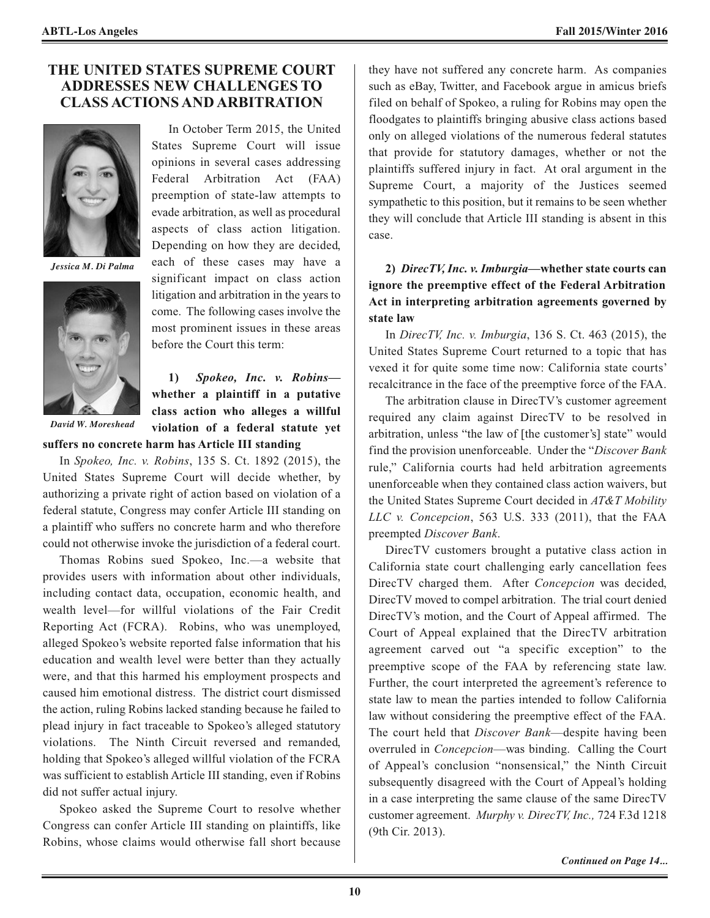## THE UNITED STATES SUPREME COURT ADDRESSES NEW CHALLENGES TO CLASS ACTIONS AND ARBITRATION

*Jessica M. Di Palma*

*David W. Moreshead*

In October Term 2015, the United States Supreme Court will issue opinions in several cases addressing Federal Arbitration Act (FAA) preemption of state-law attempts to evade arbitration, as well as procedural aspects of class action litigation. Depending on how they are decided, each of these cases may have a significant impact on class action litigation and arbitration in the years to come. The following cases involve the most prominent issues in these areas before the Court this term:

**1) *Spokeo, Inc. v. Robins*—whether a plaintiff in a putative class action who alleges a willful violation of a federal statute yet suffers no concrete harm has Article III standing**

In *Spokeo, Inc. v. Robins*, 135 S. Ct. 1892 (2015), the United States Supreme Court will decide whether, by authorizing a private right of action based on violation of a federal statute, Congress may confer Article III standing on a plaintiff who suffers no concrete harm and who therefore could not otherwise invoke the jurisdiction of a federal court.

Thomas Robins sued Spokeo, Inc.—a website that provides users with information about other individuals, including contact data, occupation, economic health, and wealth level—for willful violations of the Fair Credit Reporting Act (FCRA). Robins, who was unemployed, alleged Spokeo's website reported false information that his education and wealth level were better than they actually were, and that this harmed his employment prospects and caused him emotional distress. The district court dismissed the action, ruling Robins lacked standing because he failed to plead injury in fact traceable to Spokeo's alleged statutory violations. The Ninth Circuit reversed and remanded, holding that Spokeo's alleged willful violation of the FCRA was sufficient to establish Article III standing, even if Robins did not suffer actual injury.

Spokeo asked the Supreme Court to resolve whether Congress can confer Article III standing on plaintiffs, like Robins, whose claims would otherwise fall short because they have not suffered any concrete harm. As companies such as eBay, Twitter, and Facebook argue in amicus briefs filed on behalf of Spokeo, a ruling for Robins may open the floodgates to plaintiffs bringing abusive class actions based only on alleged violations of the numerous federal statutes that provide for statutory damages, whether or not the plaintiffs suffered injury in fact. At oral argument in the Supreme Court, a majority of the Justices seemed sympathetic to this position, but it remains to be seen whether they will conclude that Article III standing is absent in this case.

**2) *DirecTV, Inc. v. Imburgia*—whether state courts can ignore the preemptive effect of the Federal Arbitration Act in interpreting arbitration agreements governed by state law**

In *DirecTV, Inc. v. Imburgia*, 136 S. Ct. 463 (2015), the United States Supreme Court returned to a topic that has vexed it for quite some time now: California state courts' recalcitrance in the face of the preemptive force of the FAA.

The arbitration clause in DirecTV's customer agreement required any claim against DirecTV to be resolved in arbitration, unless "the law of [the customer's] state" would find the provision unenforceable. Under the "*Discover Bank* rule," California courts had held arbitration agreements unenforceable when they contained class action waivers, but the United States Supreme Court decided in *AT&T Mobility LLC v. Concepcion*, 563 U.S. 333 (2011), that the FAA preempted *Discover Bank*.

DirecTV customers brought a putative class action in California state court challenging early cancellation fees DirecTV charged them. After *Concepcion* was decided, DirecTV moved to compel arbitration. The trial court denied DirecTV's motion, and the Court of Appeal affirmed. The Court of Appeal explained that the DirecTV arbitration agreement carved out "a specific exception" to the preemptive scope of the FAA by referencing state law. Further, the court interpreted the agreement's reference to state law to mean the parties intended to follow California law without considering the preemptive effect of the FAA. The court held that *Discover Bank*—despite having been overruled in *Concepcion*—was binding. Calling the Court of Appeal's conclusion "nonsensical," the Ninth Circuit subsequently disagreed with the Court of Appeal's holding in a case interpreting the same clause of the same DirecTV customer agreement. *Murphy v. DirecTV, Inc.,* 724 F.3d 1218 (9th Cir. 2013).

***Continued on Page 14...***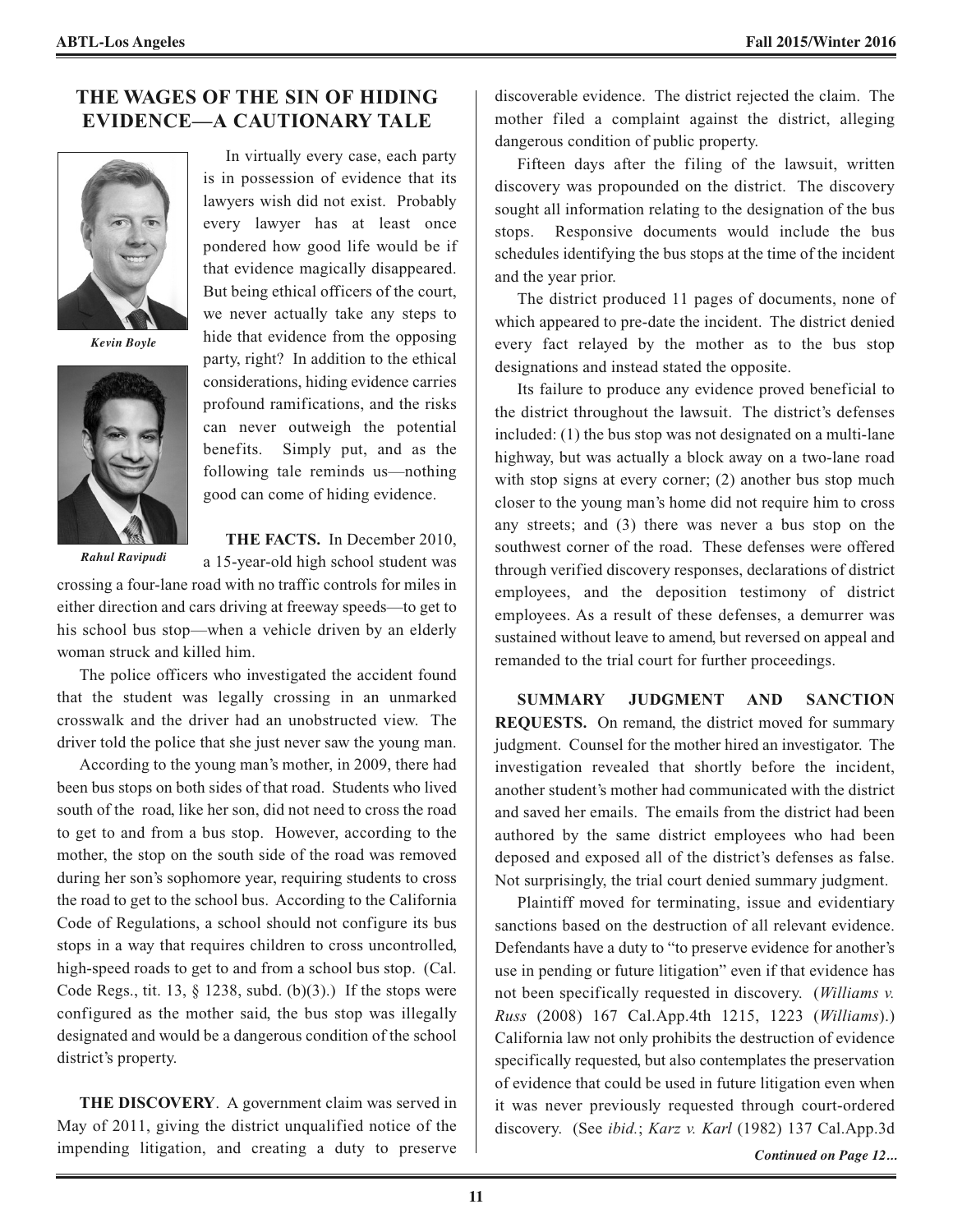## THE WAGES OF THE SIN OF HIDING EVIDENCE—A CAUTIONARY TALE

*Kevin Boyle*

*Rahul Ravipudi*

In virtually every case, each party is in possession of evidence that its lawyers wish did not exist. Probably every lawyer has at least once pondered how good life would be if that evidence magically disappeared. But being ethical officers of the court, we never actually take any steps to hide that evidence from the opposing party, right? In addition to the ethical considerations, hiding evidence carries profound ramifications, and the risks can never outweigh the potential benefits. Simply put, and as the following tale reminds us—nothing good can come of hiding evidence.

**THE FACTS.** In December 2010, a 15-year-old high school student was crossing a four-lane road with no traffic controls for miles in either direction and cars driving at freeway speeds—to get to his school bus stop—when a vehicle driven by an elderly woman struck and killed him.

The police officers who investigated the accident found that the student was legally crossing in an unmarked crosswalk and the driver had an unobstructed view. The driver told the police that she just never saw the young man.

According to the young man's mother, in 2009, there had been bus stops on both sides of that road. Students who lived south of the road, like her son, did not need to cross the road to get to and from a bus stop. However, according to the mother, the stop on the south side of the road was removed during her son's sophomore year, requiring students to cross the road to get to the school bus. According to the California Code of Regulations, a school should not configure its bus stops in a way that requires children to cross uncontrolled, high-speed roads to get to and from a school bus stop. (Cal. Code Regs., tit. 13, § 1238, subd. (b)(3).) If the stops were configured as the mother said, the bus stop was illegally designated and would be a dangerous condition of the school district's property.

**THE DISCOVERY**. A government claim was served in May of 2011, giving the district unqualified notice of the impending litigation, and creating a duty to preserve discoverable evidence. The district rejected the claim. The mother filed a complaint against the district, alleging dangerous condition of public property.

Fifteen days after the filing of the lawsuit, written discovery was propounded on the district. The discovery sought all information relating to the designation of the bus stops. Responsive documents would include the bus schedules identifying the bus stops at the time of the incident and the year prior.

The district produced 11 pages of documents, none of which appeared to pre-date the incident. The district denied every fact relayed by the mother as to the bus stop designations and instead stated the opposite.

Its failure to produce any evidence proved beneficial to the district throughout the lawsuit. The district's defenses included: (1) the bus stop was not designated on a multi-lane highway, but was actually a block away on a two-lane road with stop signs at every corner; (2) another bus stop much closer to the young man's home did not require him to cross any streets; and (3) there was never a bus stop on the southwest corner of the road. These defenses were offered through verified discovery responses, declarations of district employees, and the deposition testimony of district employees. As a result of these defenses, a demurrer was sustained without leave to amend, but reversed on appeal and remanded to the trial court for further proceedings.

**SUMMARY JUDGMENT AND SANCTION REQUESTS.** On remand, the district moved for summary judgment. Counsel for the mother hired an investigator. The investigation revealed that shortly before the incident, another student's mother had communicated with the district and saved her emails. The emails from the district had been authored by the same district employees who had been deposed and exposed all of the district's defenses as false. Not surprisingly, the trial court denied summary judgment.

Plaintiff moved for terminating, issue and evidentiary sanctions based on the destruction of all relevant evidence. Defendants have a duty to "to preserve evidence for another's use in pending or future litigation" even if that evidence has not been specifically requested in discovery. (*Williams v. Russ* (2008) 167 Cal.App.4th 1215, 1223 (*Williams*).) California law not only prohibits the destruction of evidence specifically requested, but also contemplates the preservation of evidence that could be used in future litigation even when it was never previously requested through court-ordered discovery. (See *ibid.*; *Karz v. Karl* (1982) 137 Cal.App.3d

*Continued on Page 12...*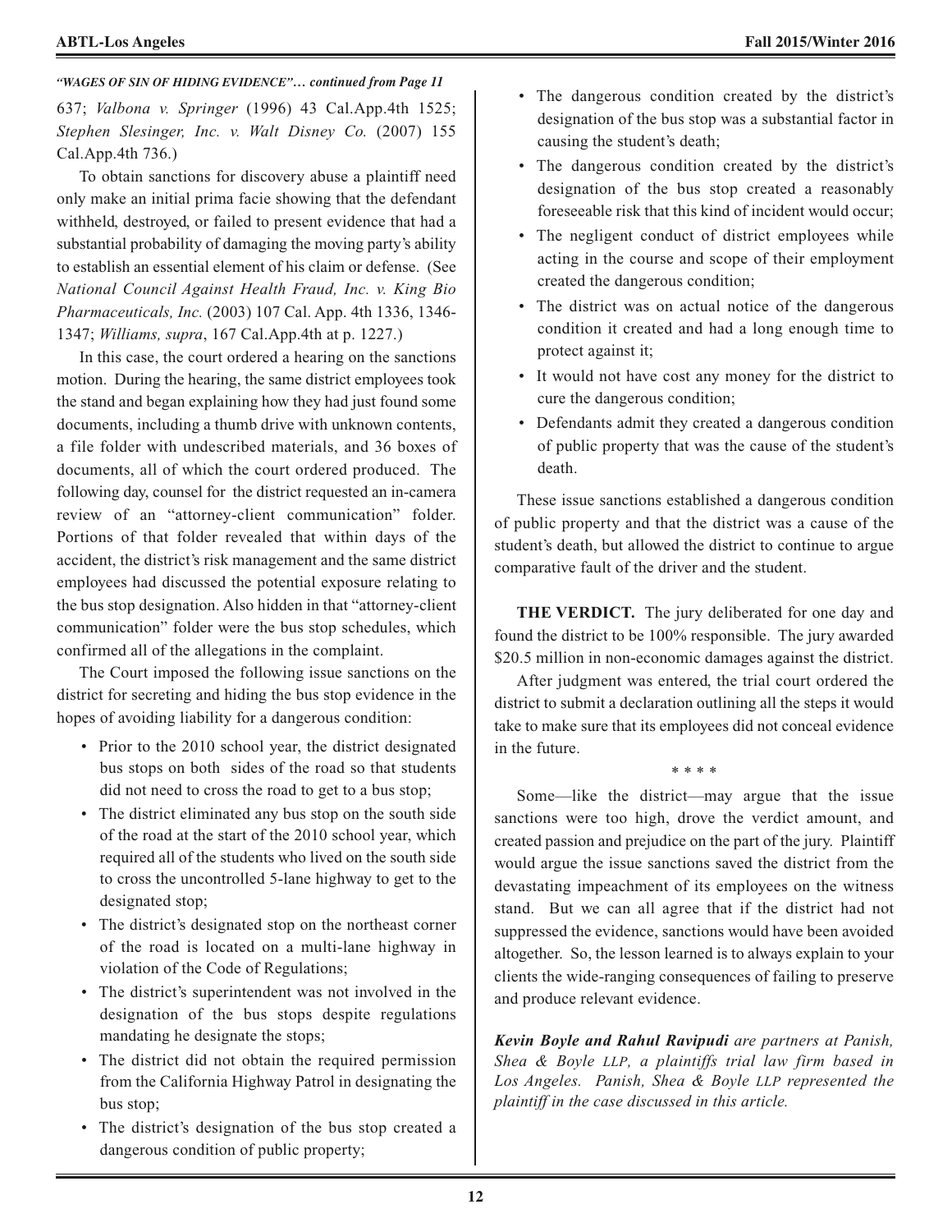*"WAGES OF SIN OF HIDING EVIDENCE"… continued from Page 11*

637; *Valbona v. Springer* (1996) 43 Cal.App.4th 1525; *Stephen Slesinger, Inc. v. Walt Disney Co.* (2007) 155 Cal.App.4th 736.)

To obtain sanctions for discovery abuse a plaintiff need only make an initial prima facie showing that the defendant withheld, destroyed, or failed to present evidence that had a substantial probability of damaging the moving party's ability to establish an essential element of his claim or defense. (See *National Council Against Health Fraud, Inc. v. King Bio Pharmaceuticals, Inc.* (2003) 107 Cal. App. 4th 1336, 1346-1347; *Williams, supra*, 167 Cal.App.4th at p. 1227.)

In this case, the court ordered a hearing on the sanctions motion. During the hearing, the same district employees took the stand and began explaining how they had just found some documents, including a thumb drive with unknown contents, a file folder with undescribed materials, and 36 boxes of documents, all of which the court ordered produced. The following day, counsel for the district requested an in-camera review of an "attorney-client communication" folder. Portions of that folder revealed that within days of the accident, the district's risk management and the same district employees had discussed the potential exposure relating to the bus stop designation. Also hidden in that "attorney-client communication" folder were the bus stop schedules, which confirmed all of the allegations in the complaint.

The Court imposed the following issue sanctions on the district for secreting and hiding the bus stop evidence in the hopes of avoiding liability for a dangerous condition:

- Prior to the 2010 school year, the district designated bus stops on both sides of the road so that students did not need to cross the road to get to a bus stop;
- The district eliminated any bus stop on the south side of the road at the start of the 2010 school year, which required all of the students who lived on the south side to cross the uncontrolled 5-lane highway to get to the designated stop;
- The district's designated stop on the northeast corner of the road is located on a multi-lane highway in violation of the Code of Regulations;
- The district's superintendent was not involved in the designation of the bus stops despite regulations mandating he designate the stops;
- The district did not obtain the required permission from the California Highway Patrol in designating the bus stop;
- The district's designation of the bus stop created a dangerous condition of public property;
- The dangerous condition created by the district's designation of the bus stop was a substantial factor in causing the student's death;
- The dangerous condition created by the district's designation of the bus stop created a reasonably foreseeable risk that this kind of incident would occur;
- The negligent conduct of district employees while acting in the course and scope of their employment created the dangerous condition;
- The district was on actual notice of the dangerous condition it created and had a long enough time to protect against it;
- It would not have cost any money for the district to cure the dangerous condition;
- Defendants admit they created a dangerous condition of public property that was the cause of the student's death.

These issue sanctions established a dangerous condition of public property and that the district was a cause of the student's death, but allowed the district to continue to argue comparative fault of the driver and the student.

**THE VERDICT.** The jury deliberated for one day and found the district to be 100% responsible. The jury awarded $20.5 million in non-economic damages against the district.

After judgment was entered, the trial court ordered the district to submit a declaration outlining all the steps it would take to make sure that its employees did not conceal evidence in the future.

\* \* \* \*

Some—like the district—may argue that the issue sanctions were too high, drove the verdict amount, and created passion and prejudice on the part of the jury. Plaintiff would argue the issue sanctions saved the district from the devastating impeachment of its employees on the witness stand. But we can all agree that if the district had not suppressed the evidence, sanctions would have been avoided altogether. So, the lesson learned is to always explain to your clients the wide-ranging consequences of failing to preserve and produce relevant evidence.

***Kevin Boyle and Rahul Ravipudi** are partners at Panish, Shea & Boyle LLP, a plaintiffs trial law firm based in Los Angeles. Panish, Shea & Boyle LLP represented the plaintiff in the case discussed in this article.*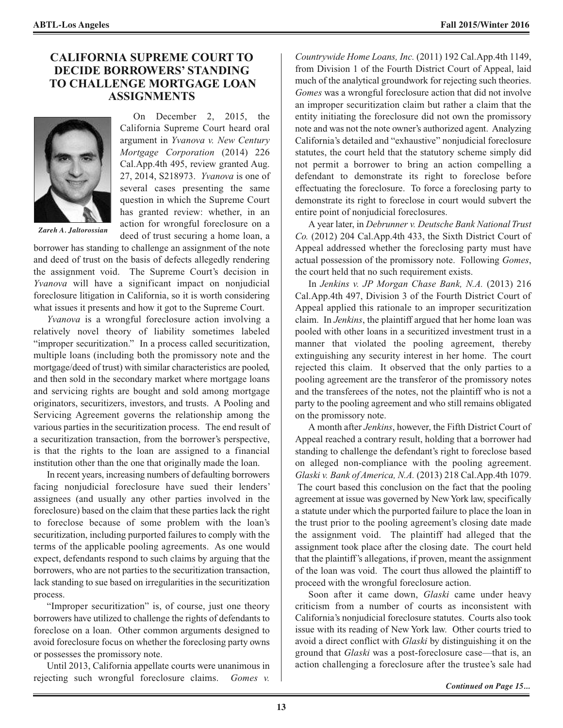## CALIFORNIA SUPREME COURT TO DECIDE BORROWERS' STANDING TO CHALLENGE MORTGAGE LOAN ASSIGNMENTS

*Zareh A. Jaltorossian*

On December 2, 2015, the California Supreme Court heard oral argument in *Yvanova v. New Century Mortgage Corporation* (2014) 226 Cal.App.4th 495, review granted Aug. 27, 2014, S218973. *Yvanova* is one of several cases presenting the same question in which the Supreme Court has granted review: whether, in an action for wrongful foreclosure on a deed of trust securing a home loan, a borrower has standing to challenge an assignment of the note and deed of trust on the basis of defects allegedly rendering the assignment void. The Supreme Court's decision in *Yvanova* will have a significant impact on nonjudicial foreclosure litigation in California, so it is worth considering what issues it presents and how it got to the Supreme Court.

*Yvanova* is a wrongful foreclosure action involving a relatively novel theory of liability sometimes labeled "improper securitization." In a process called securitization, multiple loans (including both the promissory note and the mortgage/deed of trust) with similar characteristics are pooled, and then sold in the secondary market where mortgage loans and servicing rights are bought and sold among mortgage originators, securitizers, investors, and trusts. A Pooling and Servicing Agreement governs the relationship among the various parties in the securitization process. The end result of a securitization transaction, from the borrower's perspective, is that the rights to the loan are assigned to a financial institution other than the one that originally made the loan.

In recent years, increasing numbers of defaulting borrowers facing nonjudicial foreclosure have sued their lenders' assignees (and usually any other parties involved in the foreclosure) based on the claim that these parties lack the right to foreclose because of some problem with the loan's securitization, including purported failures to comply with the terms of the applicable pooling agreements. As one would expect, defendants respond to such claims by arguing that the borrowers, who are not parties to the securitization transaction, lack standing to sue based on irregularities in the securitization process.

"Improper securitization" is, of course, just one theory borrowers have utilized to challenge the rights of defendants to foreclose on a loan. Other common arguments designed to avoid foreclosure focus on whether the foreclosing party owns or possesses the promissory note.

Until 2013, California appellate courts were unanimous in rejecting such wrongful foreclosure claims. *Gomes v. Countrywide Home Loans, Inc.* (2011) 192 Cal.App.4th 1149, from Division 1 of the Fourth District Court of Appeal, laid much of the analytical groundwork for rejecting such theories. *Gomes* was a wrongful foreclosure action that did not involve an improper securitization claim but rather a claim that the entity initiating the foreclosure did not own the promissory note and was not the note owner's authorized agent. Analyzing California's detailed and "exhaustive" nonjudicial foreclosure statutes, the court held that the statutory scheme simply did not permit a borrower to bring an action compelling a defendant to demonstrate its right to foreclose before effectuating the foreclosure. To force a foreclosing party to demonstrate its right to foreclose in court would subvert the entire point of nonjudicial foreclosures.

A year later, in *Debrunner v. Deutsche Bank National Trust Co.* (2012) 204 Cal.App.4th 433, the Sixth District Court of Appeal addressed whether the foreclosing party must have actual possession of the promissory note. Following *Gomes*, the court held that no such requirement exists.

In *Jenkins v. JP Morgan Chase Bank, N.A.* (2013) 216 Cal.App.4th 497, Division 3 of the Fourth District Court of Appeal applied this rationale to an improper securitization claim. In *Jenkins*, the plaintiff argued that her home loan was pooled with other loans in a securitized investment trust in a manner that violated the pooling agreement, thereby extinguishing any security interest in her home. The court rejected this claim. It observed that the only parties to a pooling agreement are the transferor of the promissory notes and the transferees of the notes, not the plaintiff who is not a party to the pooling agreement and who still remains obligated on the promissory note.

A month after *Jenkins*, however, the Fifth District Court of Appeal reached a contrary result, holding that a borrower had standing to challenge the defendant's right to foreclose based on alleged non-compliance with the pooling agreement. *Glaski v. Bank of America, N.A.* (2013) 218 Cal.App.4th 1079. The court based this conclusion on the fact that the pooling agreement at issue was governed by New York law, specifically a statute under which the purported failure to place the loan in the trust prior to the pooling agreement's closing date made the assignment void. The plaintiff had alleged that the assignment took place after the closing date. The court held that the plaintiff's allegations, if proven, meant the assignment of the loan was void. The court thus allowed the plaintiff to proceed with the wrongful foreclosure action.

Soon after it came down, *Glaski* came under heavy criticism from a number of courts as inconsistent with California's nonjudicial foreclosure statutes. Courts also took issue with its reading of New York law. Other courts tried to avoid a direct conflict with *Glaski* by distinguishing it on the ground that *Glaski* was a post-foreclosure case—that is, an action challenging a foreclosure after the trustee's sale had

*Continued on Page 15...*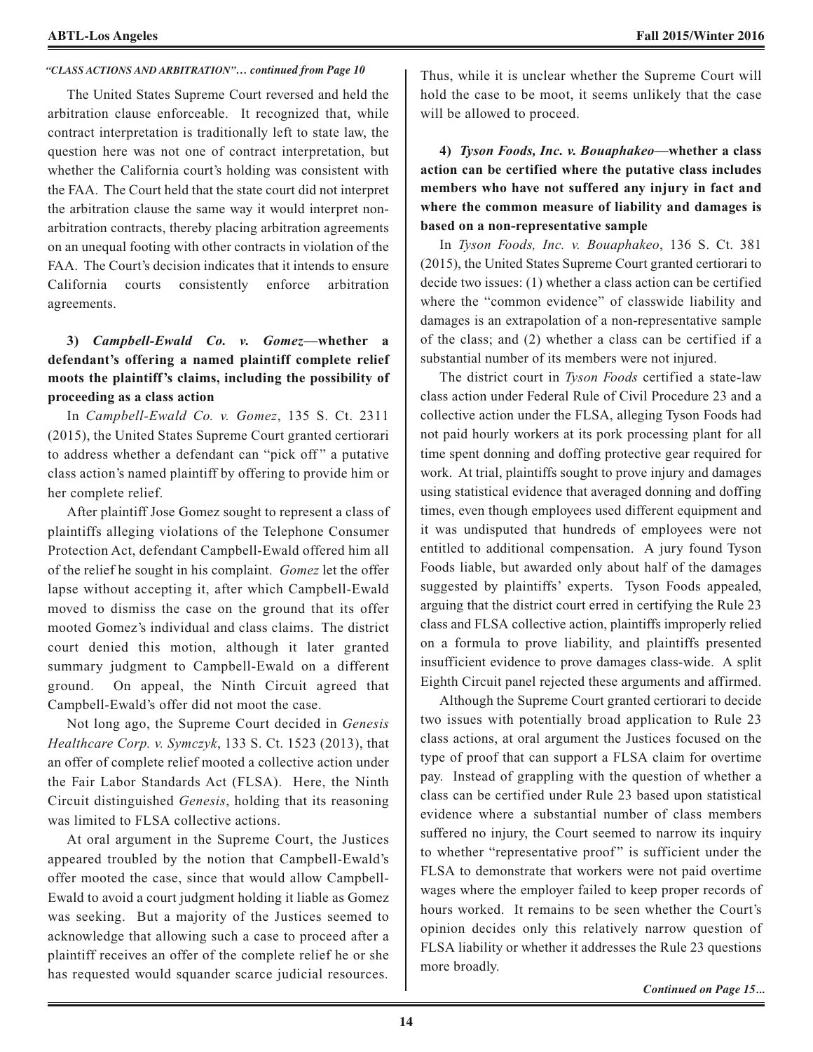*"CLASS ACTIONS AND ARBITRATION"… continued from Page 10*

The United States Supreme Court reversed and held the arbitration clause enforceable. It recognized that, while contract interpretation is traditionally left to state law, the question here was not one of contract interpretation, but whether the California court's holding was consistent with the FAA. The Court held that the state court did not interpret the arbitration clause the same way it would interpret non-arbitration contracts, thereby placing arbitration agreements on an unequal footing with other contracts in violation of the FAA. The Court's decision indicates that it intends to ensure California courts consistently enforce arbitration agreements.

**3) *Campbell-Ewald Co. v. Gomez*—whether a defendant's offering a named plaintiff complete relief moots the plaintiff's claims, including the possibility of proceeding as a class action**

In *Campbell-Ewald Co. v. Gomez*, 135 S. Ct. 2311 (2015), the United States Supreme Court granted certiorari to address whether a defendant can "pick off" a putative class action's named plaintiff by offering to provide him or her complete relief.

After plaintiff Jose Gomez sought to represent a class of plaintiffs alleging violations of the Telephone Consumer Protection Act, defendant Campbell-Ewald offered him all of the relief he sought in his complaint. *Gomez* let the offer lapse without accepting it, after which Campbell-Ewald moved to dismiss the case on the ground that its offer mooted Gomez's individual and class claims. The district court denied this motion, although it later granted summary judgment to Campbell-Ewald on a different ground. On appeal, the Ninth Circuit agreed that Campbell-Ewald's offer did not moot the case.

Not long ago, the Supreme Court decided in *Genesis Healthcare Corp. v. Symczyk*, 133 S. Ct. 1523 (2013), that an offer of complete relief mooted a collective action under the Fair Labor Standards Act (FLSA). Here, the Ninth Circuit distinguished *Genesis*, holding that its reasoning was limited to FLSA collective actions.

At oral argument in the Supreme Court, the Justices appeared troubled by the notion that Campbell-Ewald's offer mooted the case, since that would allow Campbell-Ewald to avoid a court judgment holding it liable as Gomez was seeking. But a majority of the Justices seemed to acknowledge that allowing such a case to proceed after a plaintiff receives an offer of the complete relief he or she has requested would squander scarce judicial resources. Thus, while it is unclear whether the Supreme Court will hold the case to be moot, it seems unlikely that the case will be allowed to proceed.

**4) *Tyson Foods, Inc. v. Bouaphakeo*—whether a class action can be certified where the putative class includes members who have not suffered any injury in fact and where the common measure of liability and damages is based on a non-representative sample**

In *Tyson Foods, Inc. v. Bouaphakeo*, 136 S. Ct. 381 (2015), the United States Supreme Court granted certiorari to decide two issues: (1) whether a class action can be certified where the "common evidence" of classwide liability and damages is an extrapolation of a non-representative sample of the class; and (2) whether a class can be certified if a substantial number of its members were not injured.

The district court in *Tyson Foods* certified a state-law class action under Federal Rule of Civil Procedure 23 and a collective action under the FLSA, alleging Tyson Foods had not paid hourly workers at its pork processing plant for all time spent donning and doffing protective gear required for work. At trial, plaintiffs sought to prove injury and damages using statistical evidence that averaged donning and doffing times, even though employees used different equipment and it was undisputed that hundreds of employees were not entitled to additional compensation. A jury found Tyson Foods liable, but awarded only about half of the damages suggested by plaintiffs' experts. Tyson Foods appealed, arguing that the district court erred in certifying the Rule 23 class and FLSA collective action, plaintiffs improperly relied on a formula to prove liability, and plaintiffs presented insufficient evidence to prove damages class-wide. A split Eighth Circuit panel rejected these arguments and affirmed.

Although the Supreme Court granted certiorari to decide two issues with potentially broad application to Rule 23 class actions, at oral argument the Justices focused on the type of proof that can support a FLSA claim for overtime pay. Instead of grappling with the question of whether a class can be certified under Rule 23 based upon statistical evidence where a substantial number of class members suffered no injury, the Court seemed to narrow its inquiry to whether "representative proof" is sufficient under the FLSA to demonstrate that workers were not paid overtime wages where the employer failed to keep proper records of hours worked. It remains to be seen whether the Court's opinion decides only this relatively narrow question of FLSA liability or whether it addresses the Rule 23 questions more broadly.

*Continued on Page 15…*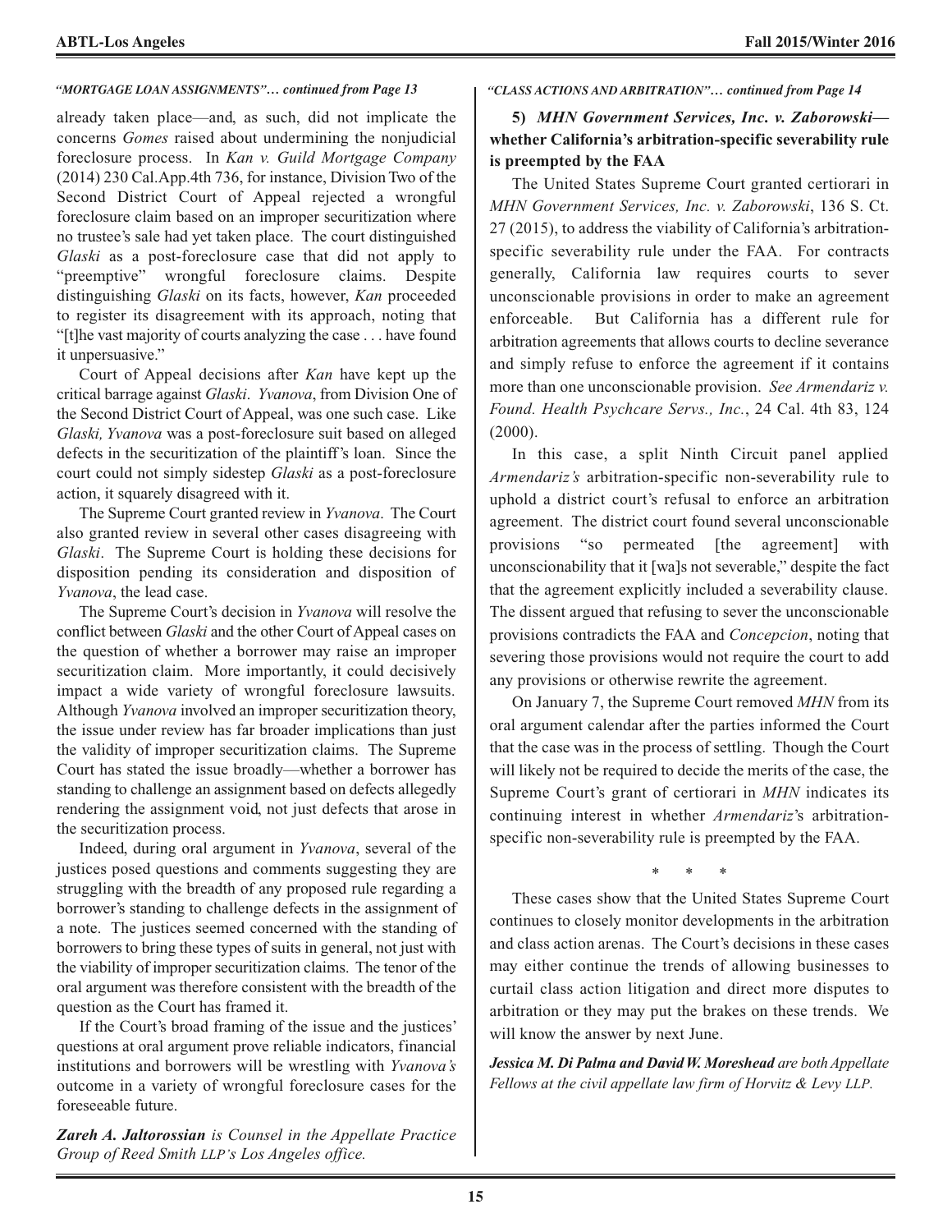*"MORTGAGE LOAN ASSIGNMENTS"… continued from Page 13*

already taken place—and, as such, did not implicate the concerns *Gomes* raised about undermining the nonjudicial foreclosure process. In *Kan v. Guild Mortgage Company* (2014) 230 Cal.App.4th 736, for instance, Division Two of the Second District Court of Appeal rejected a wrongful foreclosure claim based on an improper securitization where no trustee's sale had yet taken place. The court distinguished *Glaski* as a post-foreclosure case that did not apply to "preemptive" wrongful foreclosure claims. Despite distinguishing *Glaski* on its facts, however, *Kan* proceeded to register its disagreement with its approach, noting that "[t]he vast majority of courts analyzing the case . . . have found it unpersuasive."

Court of Appeal decisions after *Kan* have kept up the critical barrage against *Glaski*. *Yvanova*, from Division One of the Second District Court of Appeal, was one such case. Like *Glaski, Yvanova* was a post-foreclosure suit based on alleged defects in the securitization of the plaintiff's loan. Since the court could not simply sidestep *Glaski* as a post-foreclosure action, it squarely disagreed with it.

The Supreme Court granted review in *Yvanova*. The Court also granted review in several other cases disagreeing with *Glaski*. The Supreme Court is holding these decisions for disposition pending its consideration and disposition of *Yvanova*, the lead case.

The Supreme Court's decision in *Yvanova* will resolve the conflict between *Glaski* and the other Court of Appeal cases on the question of whether a borrower may raise an improper securitization claim. More importantly, it could decisively impact a wide variety of wrongful foreclosure lawsuits. Although *Yvanova* involved an improper securitization theory, the issue under review has far broader implications than just the validity of improper securitization claims. The Supreme Court has stated the issue broadly—whether a borrower has standing to challenge an assignment based on defects allegedly rendering the assignment void, not just defects that arose in the securitization process.

Indeed, during oral argument in *Yvanova*, several of the justices posed questions and comments suggesting they are struggling with the breadth of any proposed rule regarding a borrower's standing to challenge defects in the assignment of a note. The justices seemed concerned with the standing of borrowers to bring these types of suits in general, not just with the viability of improper securitization claims. The tenor of the oral argument was therefore consistent with the breadth of the question as the Court has framed it.

If the Court's broad framing of the issue and the justices' questions at oral argument prove reliable indicators, financial institutions and borrowers will be wrestling with *Yvanova's* outcome in a variety of wrongful foreclosure cases for the foreseeable future.

***Zareh A. Jaltorossian*** *is Counsel in the Appellate Practice Group of Reed Smith LLP's Los Angeles office.*

*"CLASS ACTIONS AND ARBITRATION"… continued from Page 14*

**5) *MHN Government Services, Inc. v. Zaborowski*— whether California's arbitration-specific severability rule is preempted by the FAA**

The United States Supreme Court granted certiorari in *MHN Government Services, Inc. v. Zaborowski*, 136 S. Ct. 27 (2015), to address the viability of California's arbitration-specific severability rule under the FAA. For contracts generally, California law requires courts to sever unconscionable provisions in order to make an agreement enforceable. But California has a different rule for arbitration agreements that allows courts to decline severance and simply refuse to enforce the agreement if it contains more than one unconscionable provision. *See Armendariz v. Found. Health Psychcare Servs., Inc.*, 24 Cal. 4th 83, 124 (2000).

In this case, a split Ninth Circuit panel applied *Armendariz's* arbitration-specific non-severability rule to uphold a district court's refusal to enforce an arbitration agreement. The district court found several unconscionable provisions "so permeated [the agreement] with unconscionability that it [wa]s not severable," despite the fact that the agreement explicitly included a severability clause. The dissent argued that refusing to sever the unconscionable provisions contradicts the FAA and *Concepcion*, noting that severing those provisions would not require the court to add any provisions or otherwise rewrite the agreement.

On January 7, the Supreme Court removed *MHN* from its oral argument calendar after the parties informed the Court that the case was in the process of settling. Though the Court will likely not be required to decide the merits of the case, the Supreme Court's grant of certiorari in *MHN* indicates its continuing interest in whether *Armendariz*'s arbitration-specific non-severability rule is preempted by the FAA.

\* \* \*

These cases show that the United States Supreme Court continues to closely monitor developments in the arbitration and class action arenas. The Court's decisions in these cases may either continue the trends of allowing businesses to curtail class action litigation and direct more disputes to arbitration or they may put the brakes on these trends. We will know the answer by next June.

***Jessica M. Di Palma and David W. Moreshead*** *are both Appellate Fellows at the civil appellate law firm of Horvitz & Levy LLP.*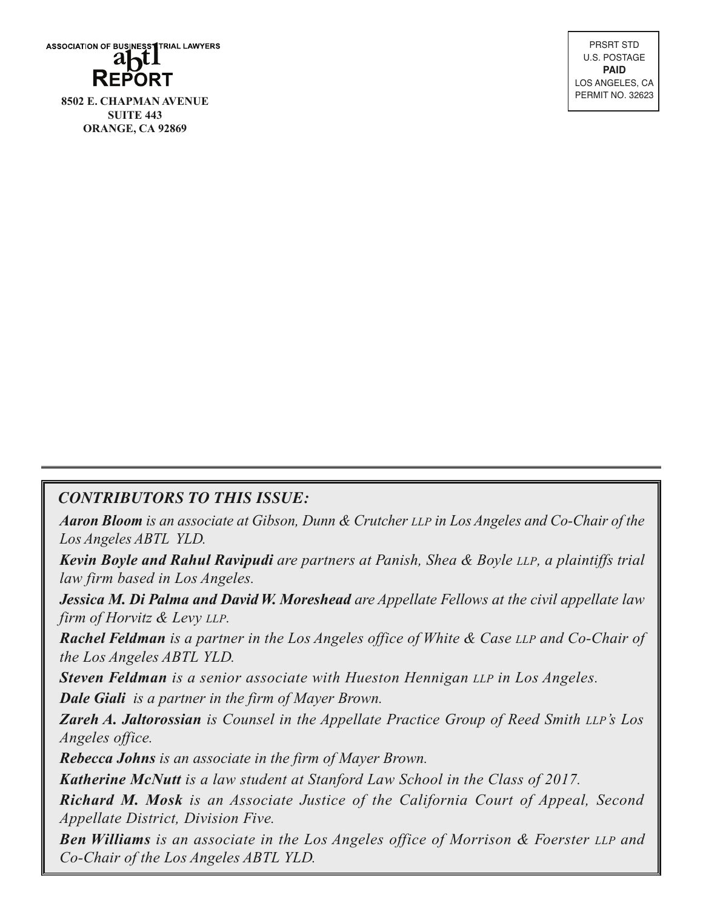ASSOCIATION OF BUSINESS TRIAL LAWYERS

abtl

REPORT

8502 E. CHAPMAN AVENUE
SUITE 443
ORANGE, CA 92869

PRSRT STD
U.S. POSTAGE
**PAID**
LOS ANGELES, CA
PERMIT NO. 32623

## *CONTRIBUTORS TO THIS ISSUE:*

***Aaron Bloom*** *is an associate at Gibson, Dunn & Crutcher LLP in Los Angeles and Co-Chair of the Los Angeles ABTL YLD.*

***Kevin Boyle and Rahul Ravipudi*** *are partners at Panish, Shea & Boyle LLP, a plaintiffs trial law firm based in Los Angeles.*

***Jessica M. Di Palma and David W. Moreshead*** *are Appellate Fellows at the civil appellate law firm of Horvitz & Levy LLP.*

***Rachel Feldman*** *is a partner in the Los Angeles office of White & Case LLP and Co-Chair of the Los Angeles ABTL YLD.*

***Steven Feldman*** *is a senior associate with Hueston Hennigan LLP in Los Angeles.*

***Dale Giali*** *is a partner in the firm of Mayer Brown.*

***Zareh A. Jaltorossian*** *is Counsel in the Appellate Practice Group of Reed Smith LLP's Los Angeles office.*

***Rebecca Johns*** *is an associate in the firm of Mayer Brown.*

***Katherine McNutt*** *is a law student at Stanford Law School in the Class of 2017.*

***Richard M. Mosk*** *is an Associate Justice of the California Court of Appeal, Second Appellate District, Division Five.*

***Ben Williams*** *is an associate in the Los Angeles office of Morrison & Foerster LLP and Co-Chair of the Los Angeles ABTL YLD.*